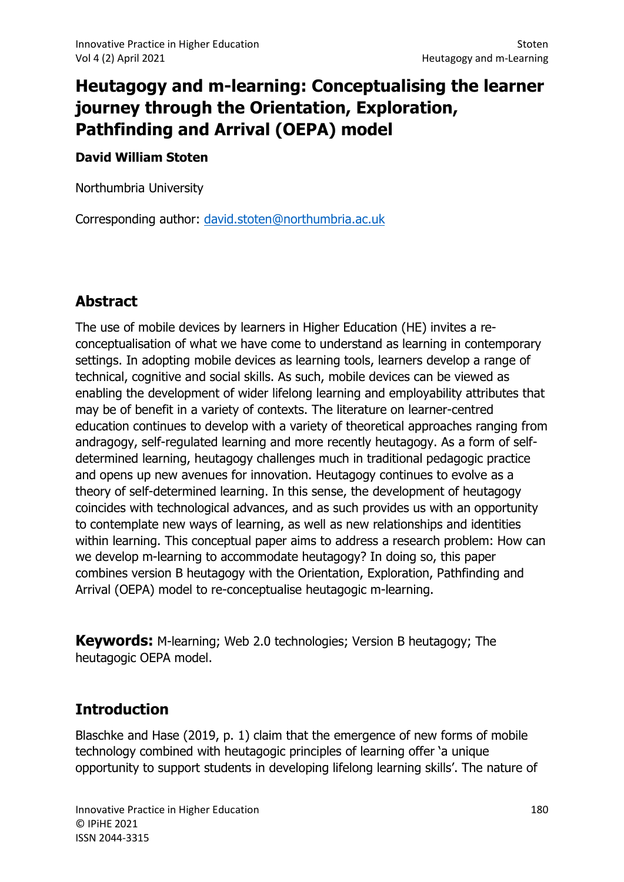# Heutagogy and m-learning: Conceptualising the learner journey through the Orientation, Exploration, Pathfinding and Arrival (OEPA) model

**David William Stoten**

Northumbria University

Corresponding author: david.stoten@northumbria.ac.uk

## Abstract

The use of mobile devices by learners in Higher Education (HE) invites a re-conceptualisation of what we have come to understand as learning in contemporary settings. In adopting mobile devices as learning tools, learners develop a range of technical, cognitive and social skills. As such, mobile devices can be viewed as enabling the development of wider lifelong learning and employability attributes that may be of benefit in a variety of contexts. The literature on learner-centred education continues to develop with a variety of theoretical approaches ranging from andragogy, self-regulated learning and more recently heutagogy. As a form of self-determined learning, heutagogy challenges much in traditional pedagogic practice and opens up new avenues for innovation. Heutagogy continues to evolve as a theory of self-determined learning. In this sense, the development of heutagogy coincides with technological advances, and as such provides us with an opportunity to contemplate new ways of learning, as well as new relationships and identities within learning. This conceptual paper aims to address a research problem: How can we develop m-learning to accommodate heutagogy? In doing so, this paper combines version B heutagogy with the Orientation, Exploration, Pathfinding and Arrival (OEPA) model to re-conceptualise heutagogic m-learning.

**Keywords:** M-learning; Web 2.0 technologies; Version B heutagogy; The heutagogic OEPA model.

## Introduction

Blaschke and Hase (2019, p. 1) claim that the emergence of new forms of mobile technology combined with heutagogic principles of learning offer 'a unique opportunity to support students in developing lifelong learning skills'. The nature of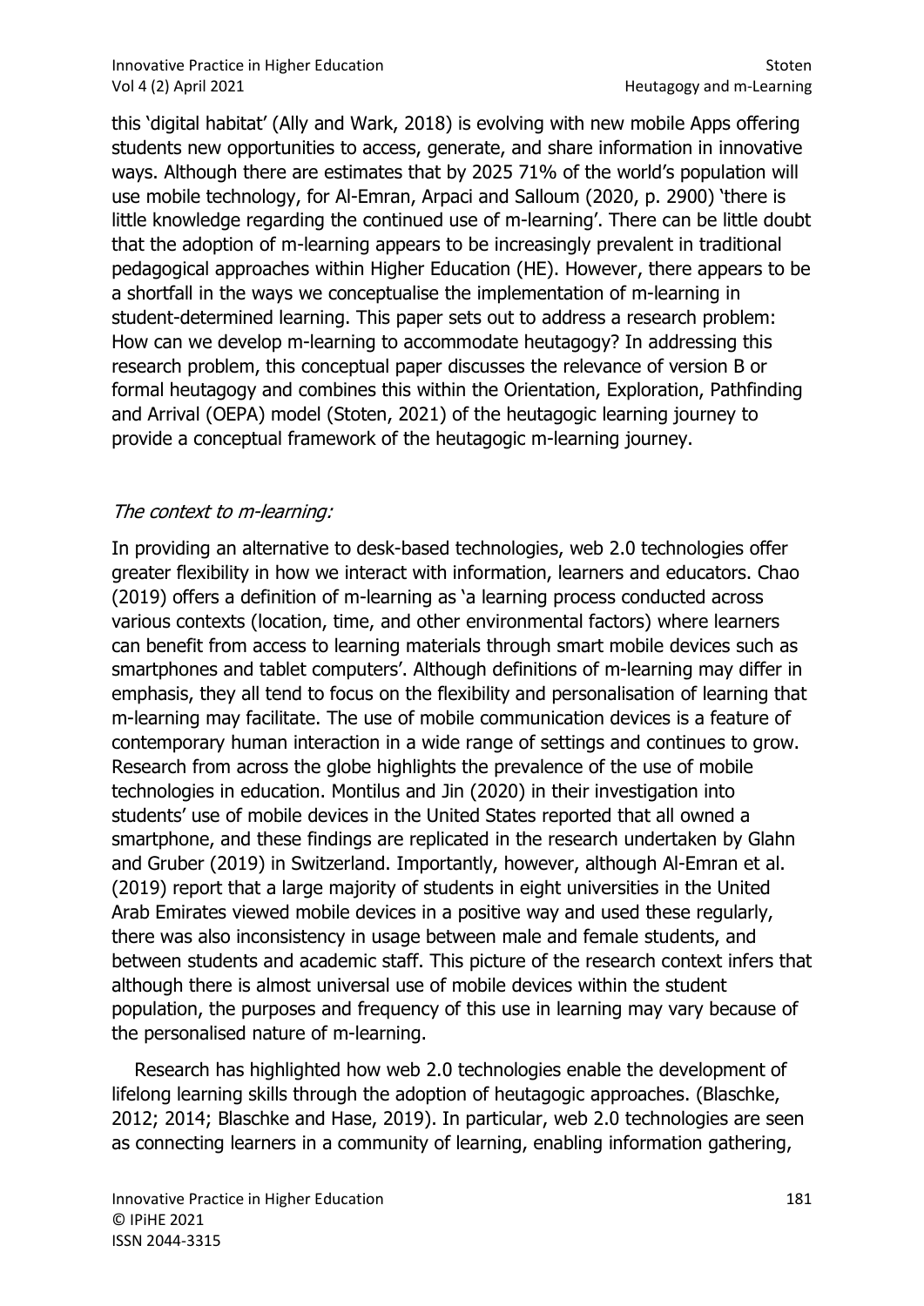this 'digital habitat' (Ally and Wark, 2018) is evolving with new mobile Apps offering students new opportunities to access, generate, and share information in innovative ways. Although there are estimates that by 2025 71% of the world's population will use mobile technology, for Al-Emran, Arpaci and Salloum (2020, p. 2900) 'there is little knowledge regarding the continued use of m-learning'. There can be little doubt that the adoption of m-learning appears to be increasingly prevalent in traditional pedagogical approaches within Higher Education (HE). However, there appears to be a shortfall in the ways we conceptualise the implementation of m-learning in student-determined learning. This paper sets out to address a research problem: How can we develop m-learning to accommodate heutagogy? In addressing this research problem, this conceptual paper discusses the relevance of version B or formal heutagogy and combines this within the Orientation, Exploration, Pathfinding and Arrival (OEPA) model (Stoten, 2021) of the heutagogic learning journey to provide a conceptual framework of the heutagogic m-learning journey.

*The context to m-learning:*

In providing an alternative to desk-based technologies, web 2.0 technologies offer greater flexibility in how we interact with information, learners and educators. Chao (2019) offers a definition of m-learning as 'a learning process conducted across various contexts (location, time, and other environmental factors) where learners can benefit from access to learning materials through smart mobile devices such as smartphones and tablet computers'. Although definitions of m-learning may differ in emphasis, they all tend to focus on the flexibility and personalisation of learning that m-learning may facilitate. The use of mobile communication devices is a feature of contemporary human interaction in a wide range of settings and continues to grow. Research from across the globe highlights the prevalence of the use of mobile technologies in education. Montilus and Jin (2020) in their investigation into students' use of mobile devices in the United States reported that all owned a smartphone, and these findings are replicated in the research undertaken by Glahn and Gruber (2019) in Switzerland. Importantly, however, although Al-Emran et al. (2019) report that a large majority of students in eight universities in the United Arab Emirates viewed mobile devices in a positive way and used these regularly, there was also inconsistency in usage between male and female students, and between students and academic staff. This picture of the research context infers that although there is almost universal use of mobile devices within the student population, the purposes and frequency of this use in learning may vary because of the personalised nature of m-learning.

Research has highlighted how web 2.0 technologies enable the development of lifelong learning skills through the adoption of heutagogic approaches. (Blaschke, 2012; 2014; Blaschke and Hase, 2019). In particular, web 2.0 technologies are seen as connecting learners in a community of learning, enabling information gathering,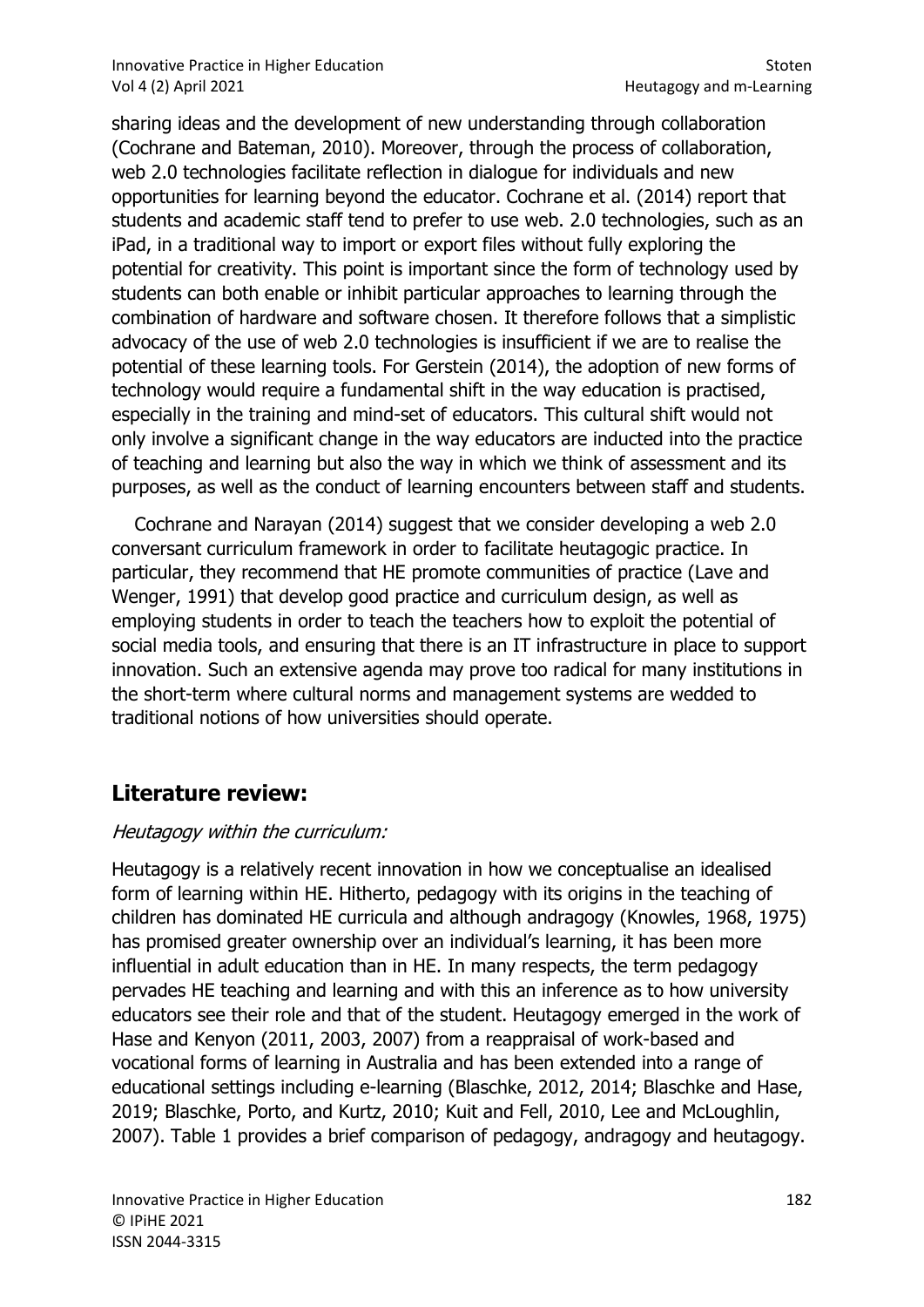sharing ideas and the development of new understanding through collaboration (Cochrane and Bateman, 2010). Moreover, through the process of collaboration, web 2.0 technologies facilitate reflection in dialogue for individuals and new opportunities for learning beyond the educator. Cochrane et al. (2014) report that students and academic staff tend to prefer to use web. 2.0 technologies, such as an iPad, in a traditional way to import or export files without fully exploring the potential for creativity. This point is important since the form of technology used by students can both enable or inhibit particular approaches to learning through the combination of hardware and software chosen. It therefore follows that a simplistic advocacy of the use of web 2.0 technologies is insufficient if we are to realise the potential of these learning tools. For Gerstein (2014), the adoption of new forms of technology would require a fundamental shift in the way education is practised, especially in the training and mind-set of educators. This cultural shift would not only involve a significant change in the way educators are inducted into the practice of teaching and learning but also the way in which we think of assessment and its purposes, as well as the conduct of learning encounters between staff and students.

Cochrane and Narayan (2014) suggest that we consider developing a web 2.0 conversant curriculum framework in order to facilitate heutagogic practice. In particular, they recommend that HE promote communities of practice (Lave and Wenger, 1991) that develop good practice and curriculum design, as well as employing students in order to teach the teachers how to exploit the potential of social media tools, and ensuring that there is an IT infrastructure in place to support innovation. Such an extensive agenda may prove too radical for many institutions in the short-term where cultural norms and management systems are wedded to traditional notions of how universities should operate.

## Literature review:

*Heutagogy within the curriculum:*

Heutagogy is a relatively recent innovation in how we conceptualise an idealised form of learning within HE. Hitherto, pedagogy with its origins in the teaching of children has dominated HE curricula and although andragogy (Knowles, 1968, 1975) has promised greater ownership over an individual's learning, it has been more influential in adult education than in HE. In many respects, the term pedagogy pervades HE teaching and learning and with this an inference as to how university educators see their role and that of the student. Heutagogy emerged in the work of Hase and Kenyon (2011, 2003, 2007) from a reappraisal of work-based and vocational forms of learning in Australia and has been extended into a range of educational settings including e-learning (Blaschke, 2012, 2014; Blaschke and Hase, 2019; Blaschke, Porto, and Kurtz, 2010; Kuit and Fell, 2010, Lee and McLoughlin, 2007). Table 1 provides a brief comparison of pedagogy, andragogy and heutagogy.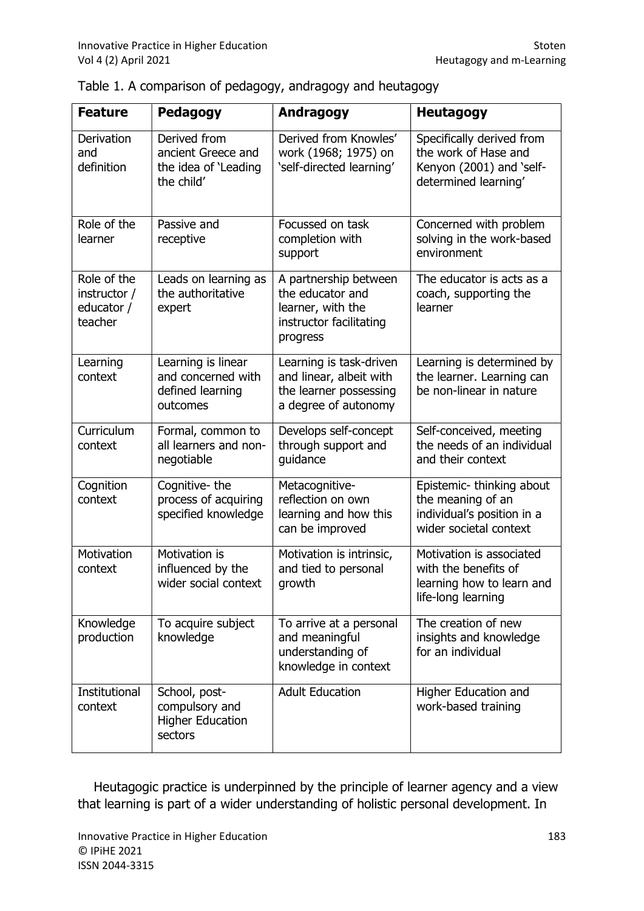Table 1. A comparison of pedagogy, andragogy and heutagogy

| Feature | Pedagogy | Andragogy | Heutagogy |
|---|---|---|---|
| Derivation and definition | Derived from ancient Greece and the idea of 'Leading the child' | Derived from Knowles' work (1968; 1975) on 'self-directed learning' | Specifically derived from the work of Hase and Kenyon (2001) and 'self-determined learning' |
| Role of the learner | Passive and receptive | Focussed on task completion with support | Concerned with problem solving in the work-based environment |
| Role of the instructor / educator / teacher | Leads on learning as the authoritative expert | A partnership between the educator and learner, with the instructor facilitating progress | The educator is acts as a coach, supporting the learner |
| Learning context | Learning is linear and concerned with defined learning outcomes | Learning is task-driven and linear, albeit with the learner possessing a degree of autonomy | Learning is determined by the learner. Learning can be non-linear in nature |
| Curriculum context | Formal, common to all learners and non-negotiable | Develops self-concept through support and guidance | Self-conceived, meeting the needs of an individual and their context |
| Cognition context | Cognitive- the process of acquiring specified knowledge | Metacognitive- reflection on own learning and how this can be improved | Epistemic- thinking about the meaning of an individual's position in a wider societal context |
| Motivation context | Motivation is influenced by the wider social context | Motivation is intrinsic, and tied to personal growth | Motivation is associated with the benefits of learning how to learn and life-long learning |
| Knowledge production | To acquire subject knowledge | To arrive at a personal and meaningful understanding of knowledge in context | The creation of new insights and knowledge for an individual |
| Institutional context | School, post-compulsory and Higher Education sectors | Adult Education | Higher Education and work-based training |

Heutagogic practice is underpinned by the principle of learner agency and a view that learning is part of a wider understanding of holistic personal development. In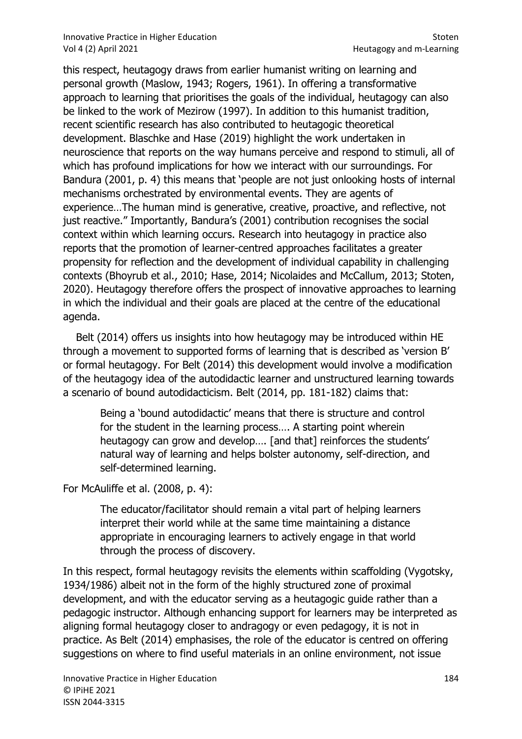this respect, heutagogy draws from earlier humanist writing on learning and personal growth (Maslow, 1943; Rogers, 1961). In offering a transformative approach to learning that prioritises the goals of the individual, heutagogy can also be linked to the work of Mezirow (1997). In addition to this humanist tradition, recent scientific research has also contributed to heutagogic theoretical development. Blaschke and Hase (2019) highlight the work undertaken in neuroscience that reports on the way humans perceive and respond to stimuli, all of which has profound implications for how we interact with our surroundings. For Bandura (2001, p. 4) this means that 'people are not just onlooking hosts of internal mechanisms orchestrated by environmental events. They are agents of experience…The human mind is generative, creative, proactive, and reflective, not just reactive." Importantly, Bandura's (2001) contribution recognises the social context within which learning occurs. Research into heutagogy in practice also reports that the promotion of learner-centred approaches facilitates a greater propensity for reflection and the development of individual capability in challenging contexts (Bhoyrub et al., 2010; Hase, 2014; Nicolaides and McCallum, 2013; Stoten, 2020). Heutagogy therefore offers the prospect of innovative approaches to learning in which the individual and their goals are placed at the centre of the educational agenda.

Belt (2014) offers us insights into how heutagogy may be introduced within HE through a movement to supported forms of learning that is described as 'version B' or formal heutagogy. For Belt (2014) this development would involve a modification of the heutagogy idea of the autodidactic learner and unstructured learning towards a scenario of bound autodidacticism. Belt (2014, pp. 181-182) claims that:

> Being a 'bound autodidactic' means that there is structure and control for the student in the learning process…. A starting point wherein heutagogy can grow and develop…. [and that] reinforces the students' natural way of learning and helps bolster autonomy, self-direction, and self-determined learning.

For McAuliffe et al. (2008, p. 4):

> The educator/facilitator should remain a vital part of helping learners interpret their world while at the same time maintaining a distance appropriate in encouraging learners to actively engage in that world through the process of discovery.

In this respect, formal heutagogy revisits the elements within scaffolding (Vygotsky, 1934/1986) albeit not in the form of the highly structured zone of proximal development, and with the educator serving as a heutagogic guide rather than a pedagogic instructor. Although enhancing support for learners may be interpreted as aligning formal heutagogy closer to andragogy or even pedagogy, it is not in practice. As Belt (2014) emphasises, the role of the educator is centred on offering suggestions on where to find useful materials in an online environment, not issue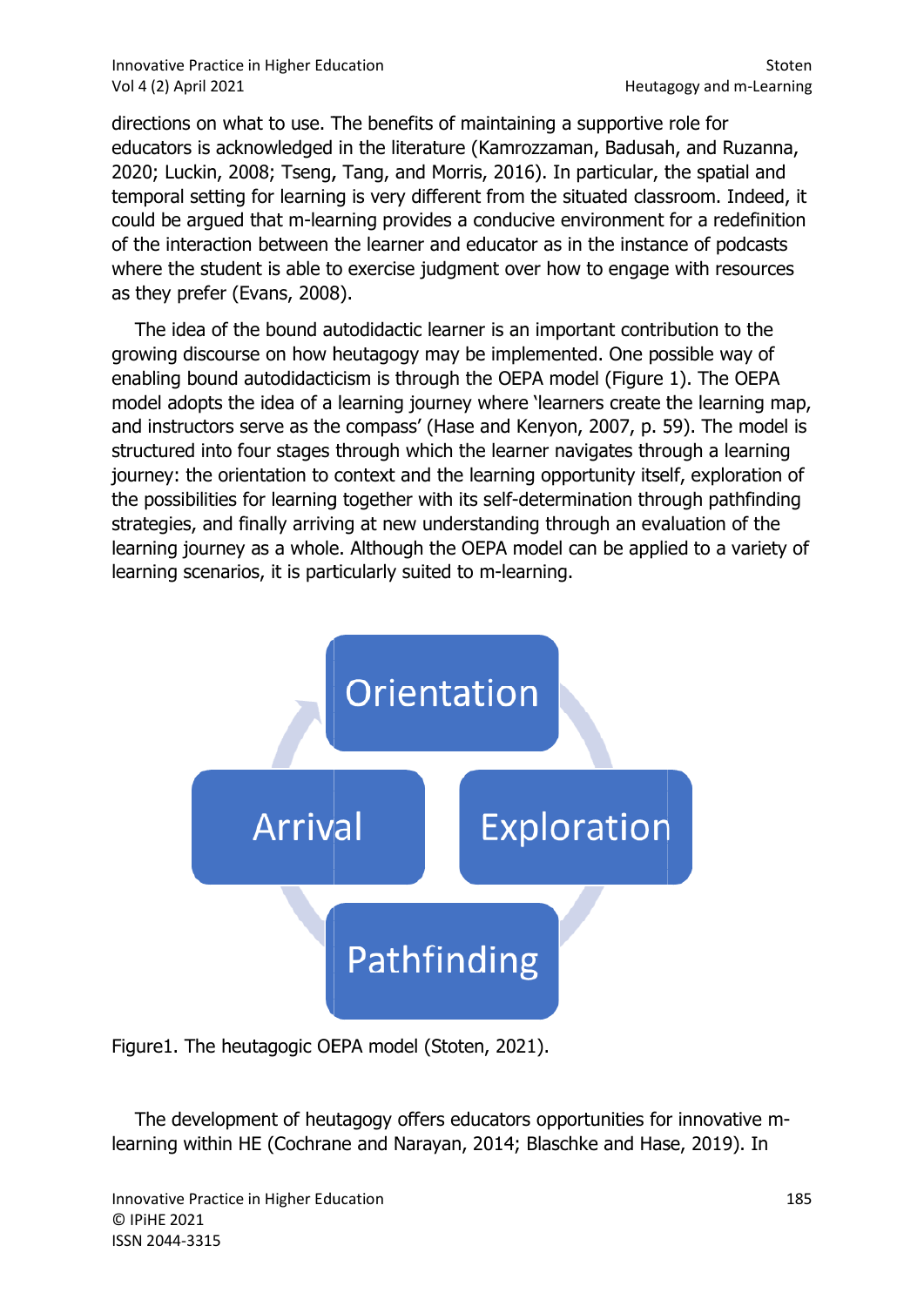directions on what to use. The benefits of maintaining a supportive role for educators is acknowledged in the literature (Kamrozzaman, Badusah, and Ruzanna, 2020; Luckin, 2008; Tseng, Tang, and Morris, 2016). In particular, the spatial and temporal setting for learning is very different from the situated classroom. Indeed, it could be argued that m-learning provides a conducive environment for a redefinition of the interaction between the learner and educator as in the instance of podcasts where the student is able to exercise judgment over how to engage with resources as they prefer (Evans, 2008).

The idea of the bound autodidactic learner is an important contribution to the growing discourse on how heutagogy may be implemented. One possible way of enabling bound autodidacticism is through the OEPA model (Figure 1). The OEPA model adopts the idea of a learning journey where 'learners create the learning map, and instructors serve as the compass' (Hase and Kenyon, 2007, p. 59). The model is structured into four stages through which the learner navigates through a learning journey: the orientation to context and the learning opportunity itself, exploration of the possibilities for learning together with its self-determination through pathfinding strategies, and finally arriving at new understanding through an evaluation of the learning journey as a whole. Although the OEPA model can be applied to a variety of learning scenarios, it is particularly suited to m-learning.

Orientation

Arrival

Exploration

Pathfinding

Figure1. The heutagogic OEPA model (Stoten, 2021).

The development of heutagogy offers educators opportunities for innovative m-learning within HE (Cochrane and Narayan, 2014; Blaschke and Hase, 2019). In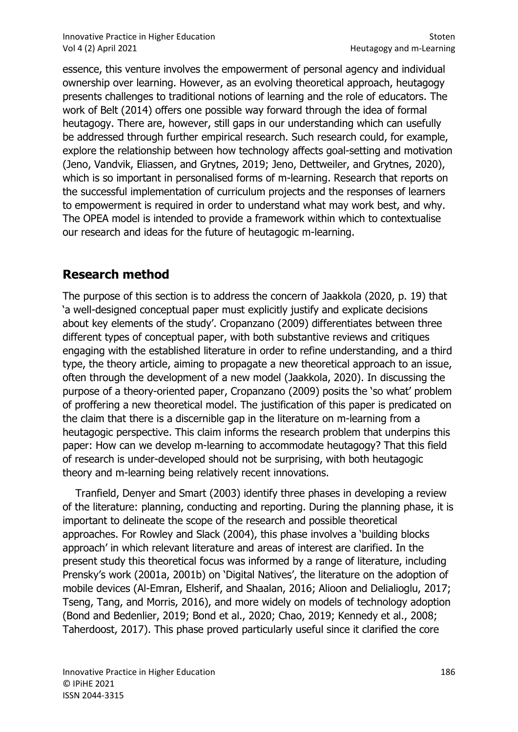essence, this venture involves the empowerment of personal agency and individual ownership over learning. However, as an evolving theoretical approach, heutagogy presents challenges to traditional notions of learning and the role of educators. The work of Belt (2014) offers one possible way forward through the idea of formal heutagogy. There are, however, still gaps in our understanding which can usefully be addressed through further empirical research. Such research could, for example, explore the relationship between how technology affects goal-setting and motivation (Jeno, Vandvik, Eliassen, and Grytnes, 2019; Jeno, Dettweiler, and Grytnes, 2020), which is so important in personalised forms of m-learning. Research that reports on the successful implementation of curriculum projects and the responses of learners to empowerment is required in order to understand what may work best, and why. The OPEA model is intended to provide a framework within which to contextualise our research and ideas for the future of heutagogic m-learning.

## Research method

The purpose of this section is to address the concern of Jaakkola (2020, p. 19) that 'a well-designed conceptual paper must explicitly justify and explicate decisions about key elements of the study'. Cropanzano (2009) differentiates between three different types of conceptual paper, with both substantive reviews and critiques engaging with the established literature in order to refine understanding, and a third type, the theory article, aiming to propagate a new theoretical approach to an issue, often through the development of a new model (Jaakkola, 2020). In discussing the purpose of a theory-oriented paper, Cropanzano (2009) posits the 'so what' problem of proffering a new theoretical model. The justification of this paper is predicated on the claim that there is a discernible gap in the literature on m-learning from a heutagogic perspective. This claim informs the research problem that underpins this paper: How can we develop m-learning to accommodate heutagogy? That this field of research is under-developed should not be surprising, with both heutagogic theory and m-learning being relatively recent innovations.

Tranfield, Denyer and Smart (2003) identify three phases in developing a review of the literature: planning, conducting and reporting. During the planning phase, it is important to delineate the scope of the research and possible theoretical approaches. For Rowley and Slack (2004), this phase involves a 'building blocks approach' in which relevant literature and areas of interest are clarified. In the present study this theoretical focus was informed by a range of literature, including Prensky's work (2001a, 2001b) on 'Digital Natives', the literature on the adoption of mobile devices (Al-Emran, Elsherif, and Shaalan, 2016; Alioon and Delialioglu, 2017; Tseng, Tang, and Morris, 2016), and more widely on models of technology adoption (Bond and Bedenlier, 2019; Bond et al., 2020; Chao, 2019; Kennedy et al., 2008; Taherdoost, 2017). This phase proved particularly useful since it clarified the core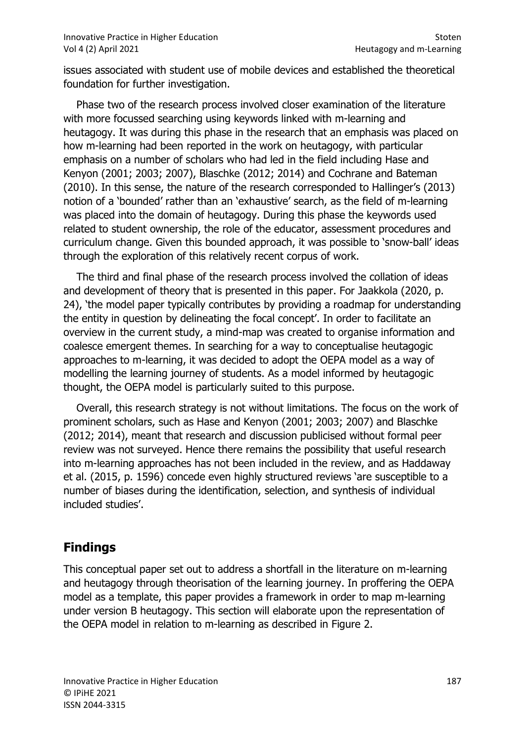issues associated with student use of mobile devices and established the theoretical foundation for further investigation.

Phase two of the research process involved closer examination of the literature with more focussed searching using keywords linked with m-learning and heutagogy. It was during this phase in the research that an emphasis was placed on how m-learning had been reported in the work on heutagogy, with particular emphasis on a number of scholars who had led in the field including Hase and Kenyon (2001; 2003; 2007), Blaschke (2012; 2014) and Cochrane and Bateman (2010). In this sense, the nature of the research corresponded to Hallinger's (2013) notion of a 'bounded' rather than an 'exhaustive' search, as the field of m-learning was placed into the domain of heutagogy. During this phase the keywords used related to student ownership, the role of the educator, assessment procedures and curriculum change. Given this bounded approach, it was possible to 'snow-ball' ideas through the exploration of this relatively recent corpus of work.

The third and final phase of the research process involved the collation of ideas and development of theory that is presented in this paper. For Jaakkola (2020, p. 24), 'the model paper typically contributes by providing a roadmap for understanding the entity in question by delineating the focal concept'. In order to facilitate an overview in the current study, a mind-map was created to organise information and coalesce emergent themes. In searching for a way to conceptualise heutagogic approaches to m-learning, it was decided to adopt the OEPA model as a way of modelling the learning journey of students. As a model informed by heutagogic thought, the OEPA model is particularly suited to this purpose.

Overall, this research strategy is not without limitations. The focus on the work of prominent scholars, such as Hase and Kenyon (2001; 2003; 2007) and Blaschke (2012; 2014), meant that research and discussion publicised without formal peer review was not surveyed. Hence there remains the possibility that useful research into m-learning approaches has not been included in the review, and as Haddaway et al. (2015, p. 1596) concede even highly structured reviews 'are susceptible to a number of biases during the identification, selection, and synthesis of individual included studies'.

## Findings

This conceptual paper set out to address a shortfall in the literature on m-learning and heutagogy through theorisation of the learning journey. In proffering the OEPA model as a template, this paper provides a framework in order to map m-learning under version B heutagogy. This section will elaborate upon the representation of the OEPA model in relation to m-learning as described in Figure 2.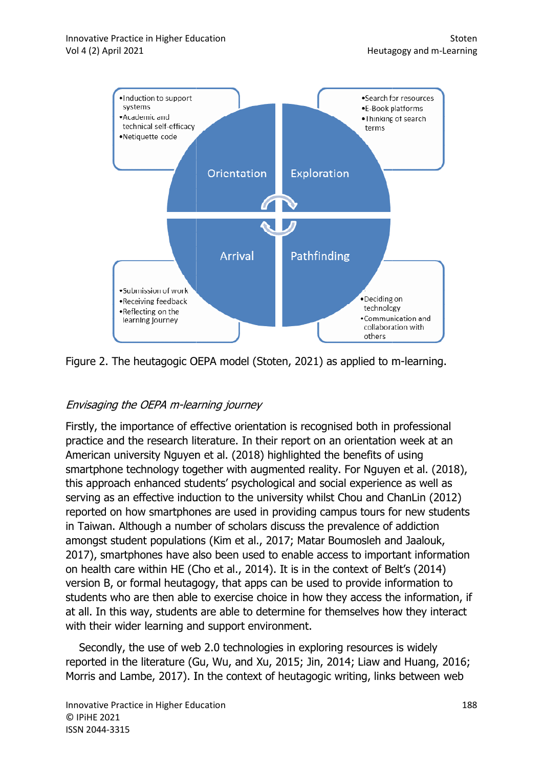- Induction to support systems
- Academic and technical self-efficacy
- Netiquette code

- Search for resources
- E-Book platforms
- Thinking of search terms

Orientation

Exploration

Arrival

Pathfinding

- Submission of work
- Receiving feedback
- Reflecting on the learning journey

- Deciding on technology
- Communication and collaboration with others

Figure 2. The heutagogic OEPA model (Stoten, 2021) as applied to m-learning.

*Envisaging the OEPA m-learning journey*

Firstly, the importance of effective orientation is recognised both in professional practice and the research literature. In their report on an orientation week at an American university Nguyen et al. (2018) highlighted the benefits of using smartphone technology together with augmented reality. For Nguyen et al. (2018), this approach enhanced students' psychological and social experience as well as serving as an effective induction to the university whilst Chou and ChanLin (2012) reported on how smartphones are used in providing campus tours for new students in Taiwan. Although a number of scholars discuss the prevalence of addiction amongst student populations (Kim et al., 2017; Matar Boumosleh and Jaalouk, 2017), smartphones have also been used to enable access to important information on health care within HE (Cho et al., 2014). It is in the context of Belt's (2014) version B, or formal heutagogy, that apps can be used to provide information to students who are then able to exercise choice in how they access the information, if at all. In this way, students are able to determine for themselves how they interact with their wider learning and support environment.

Secondly, the use of web 2.0 technologies in exploring resources is widely reported in the literature (Gu, Wu, and Xu, 2015; Jin, 2014; Liaw and Huang, 2016; Morris and Lambe, 2017). In the context of heutagogic writing, links between web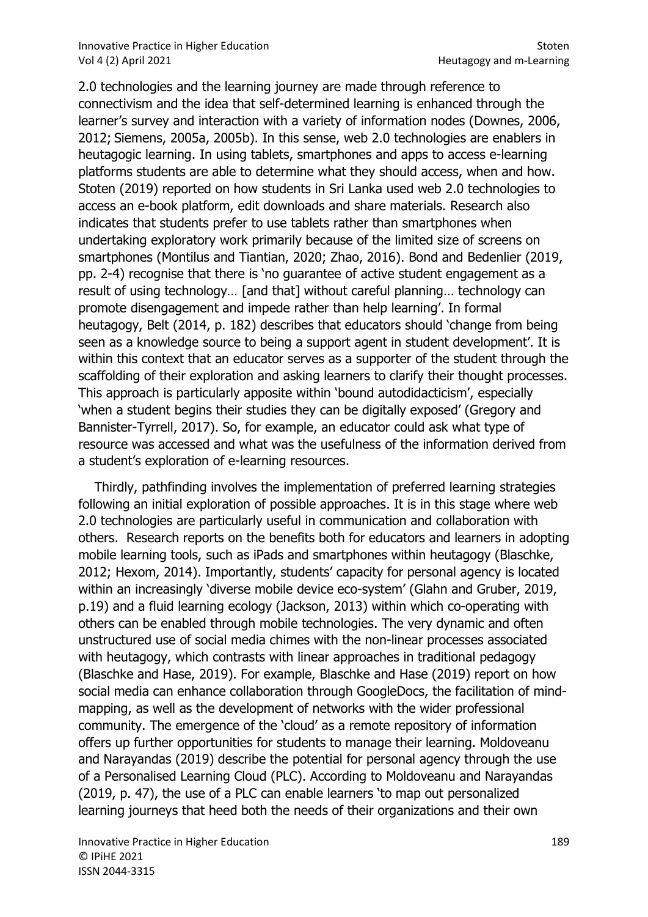2.0 technologies and the learning journey are made through reference to connectivism and the idea that self-determined learning is enhanced through the learner's survey and interaction with a variety of information nodes (Downes, 2006, 2012; Siemens, 2005a, 2005b). In this sense, web 2.0 technologies are enablers in heutagogic learning. In using tablets, smartphones and apps to access e-learning platforms students are able to determine what they should access, when and how. Stoten (2019) reported on how students in Sri Lanka used web 2.0 technologies to access an e-book platform, edit downloads and share materials. Research also indicates that students prefer to use tablets rather than smartphones when undertaking exploratory work primarily because of the limited size of screens on smartphones (Montilus and Tiantian, 2020; Zhao, 2016). Bond and Bedenlier (2019, pp. 2-4) recognise that there is 'no guarantee of active student engagement as a result of using technology… [and that] without careful planning… technology can promote disengagement and impede rather than help learning'. In formal heutagogy, Belt (2014, p. 182) describes that educators should 'change from being seen as a knowledge source to being a support agent in student development'. It is within this context that an educator serves as a supporter of the student through the scaffolding of their exploration and asking learners to clarify their thought processes. This approach is particularly apposite within 'bound autodidacticism', especially 'when a student begins their studies they can be digitally exposed' (Gregory and Bannister-Tyrrell, 2017). So, for example, an educator could ask what type of resource was accessed and what was the usefulness of the information derived from a student's exploration of e-learning resources.

Thirdly, pathfinding involves the implementation of preferred learning strategies following an initial exploration of possible approaches. It is in this stage where web 2.0 technologies are particularly useful in communication and collaboration with others. Research reports on the benefits both for educators and learners in adopting mobile learning tools, such as iPads and smartphones within heutagogy (Blaschke, 2012; Hexom, 2014). Importantly, students' capacity for personal agency is located within an increasingly 'diverse mobile device eco-system' (Glahn and Gruber, 2019, p.19) and a fluid learning ecology (Jackson, 2013) within which co-operating with others can be enabled through mobile technologies. The very dynamic and often unstructured use of social media chimes with the non-linear processes associated with heutagogy, which contrasts with linear approaches in traditional pedagogy (Blaschke and Hase, 2019). For example, Blaschke and Hase (2019) report on how social media can enhance collaboration through GoogleDocs, the facilitation of mind-mapping, as well as the development of networks with the wider professional community. The emergence of the 'cloud' as a remote repository of information offers up further opportunities for students to manage their learning. Moldoveanu and Narayandas (2019) describe the potential for personal agency through the use of a Personalised Learning Cloud (PLC). According to Moldoveanu and Narayandas (2019, p. 47), the use of a PLC can enable learners 'to map out personalized learning journeys that heed both the needs of their organizations and their own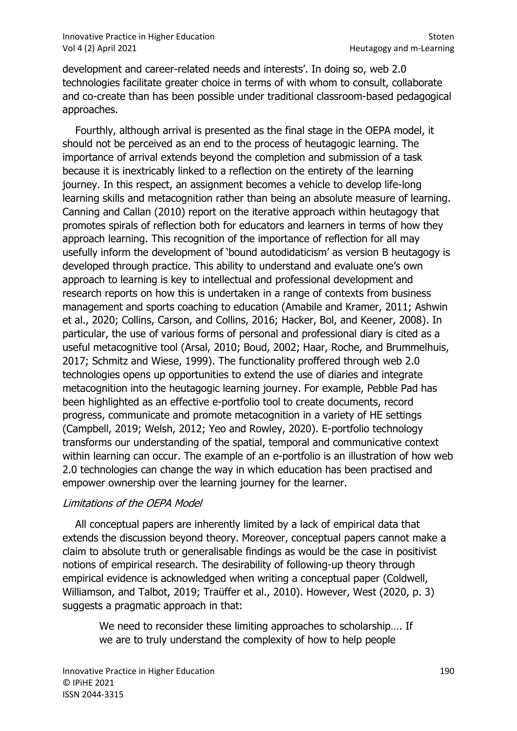development and career-related needs and interests'. In doing so, web 2.0 technologies facilitate greater choice in terms of with whom to consult, collaborate and co-create than has been possible under traditional classroom-based pedagogical approaches.

Fourthly, although arrival is presented as the final stage in the OEPA model, it should not be perceived as an end to the process of heutagogic learning. The importance of arrival extends beyond the completion and submission of a task because it is inextricably linked to a reflection on the entirety of the learning journey. In this respect, an assignment becomes a vehicle to develop life-long learning skills and metacognition rather than being an absolute measure of learning. Canning and Callan (2010) report on the iterative approach within heutagogy that promotes spirals of reflection both for educators and learners in terms of how they approach learning. This recognition of the importance of reflection for all may usefully inform the development of 'bound autodidaticism' as version B heutagogy is developed through practice. This ability to understand and evaluate one's own approach to learning is key to intellectual and professional development and research reports on how this is undertaken in a range of contexts from business management and sports coaching to education (Amabile and Kramer, 2011; Ashwin et al., 2020; Collins, Carson, and Collins, 2016; Hacker, Bol, and Keener, 2008). In particular, the use of various forms of personal and professional diary is cited as a useful metacognitive tool (Arsal, 2010; Boud, 2002; Haar, Roche, and Brummelhuis, 2017; Schmitz and Wiese, 1999). The functionality proffered through web 2.0 technologies opens up opportunities to extend the use of diaries and integrate metacognition into the heutagogic learning journey. For example, Pebble Pad has been highlighted as an effective e-portfolio tool to create documents, record progress, communicate and promote metacognition in a variety of HE settings (Campbell, 2019; Welsh, 2012; Yeo and Rowley, 2020). E-portfolio technology transforms our understanding of the spatial, temporal and communicative context within learning can occur. The example of an e-portfolio is an illustration of how web 2.0 technologies can change the way in which education has been practised and empower ownership over the learning journey for the learner.

### *Limitations of the OEPA Model*

All conceptual papers are inherently limited by a lack of empirical data that extends the discussion beyond theory. Moreover, conceptual papers cannot make a claim to absolute truth or generalisable findings as would be the case in positivist notions of empirical research. The desirability of following-up theory through empirical evidence is acknowledged when writing a conceptual paper (Coldwell, Williamson, and Talbot, 2019; Traüffer et al., 2010). However, West (2020, p. 3) suggests a pragmatic approach in that:

> We need to reconsider these limiting approaches to scholarship…. If we are to truly understand the complexity of how to help people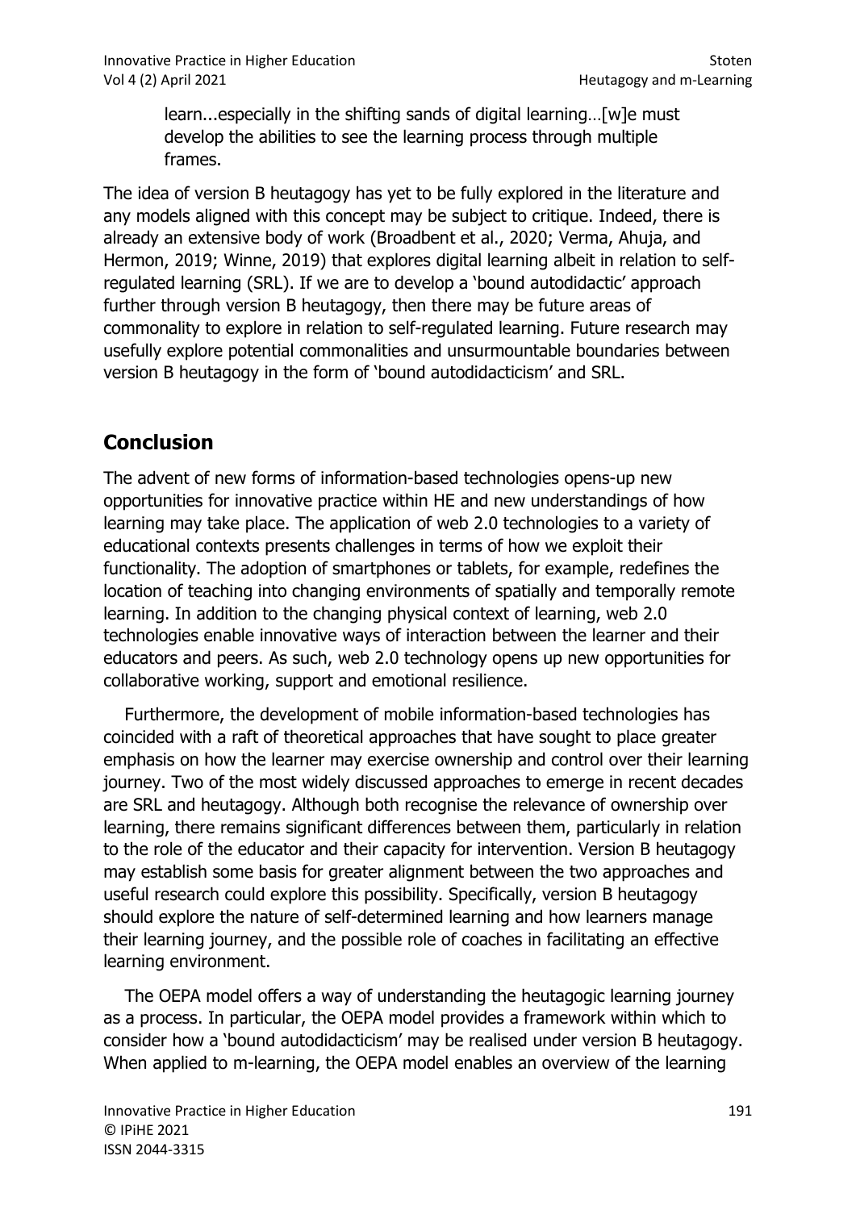> learn...especially in the shifting sands of digital learning…[w]e must develop the abilities to see the learning process through multiple frames.

The idea of version B heutagogy has yet to be fully explored in the literature and any models aligned with this concept may be subject to critique. Indeed, there is already an extensive body of work (Broadbent et al., 2020; Verma, Ahuja, and Hermon, 2019; Winne, 2019) that explores digital learning albeit in relation to self-regulated learning (SRL). If we are to develop a 'bound autodidactic' approach further through version B heutagogy, then there may be future areas of commonality to explore in relation to self-regulated learning. Future research may usefully explore potential commonalities and unsurmountable boundaries between version B heutagogy in the form of 'bound autodidacticism' and SRL.

## Conclusion

The advent of new forms of information-based technologies opens-up new opportunities for innovative practice within HE and new understandings of how learning may take place. The application of web 2.0 technologies to a variety of educational contexts presents challenges in terms of how we exploit their functionality. The adoption of smartphones or tablets, for example, redefines the location of teaching into changing environments of spatially and temporally remote learning. In addition to the changing physical context of learning, web 2.0 technologies enable innovative ways of interaction between the learner and their educators and peers. As such, web 2.0 technology opens up new opportunities for collaborative working, support and emotional resilience.

Furthermore, the development of mobile information-based technologies has coincided with a raft of theoretical approaches that have sought to place greater emphasis on how the learner may exercise ownership and control over their learning journey. Two of the most widely discussed approaches to emerge in recent decades are SRL and heutagogy. Although both recognise the relevance of ownership over learning, there remains significant differences between them, particularly in relation to the role of the educator and their capacity for intervention. Version B heutagogy may establish some basis for greater alignment between the two approaches and useful research could explore this possibility. Specifically, version B heutagogy should explore the nature of self-determined learning and how learners manage their learning journey, and the possible role of coaches in facilitating an effective learning environment.

The OEPA model offers a way of understanding the heutagogic learning journey as a process. In particular, the OEPA model provides a framework within which to consider how a 'bound autodidacticism' may be realised under version B heutagogy. When applied to m-learning, the OEPA model enables an overview of the learning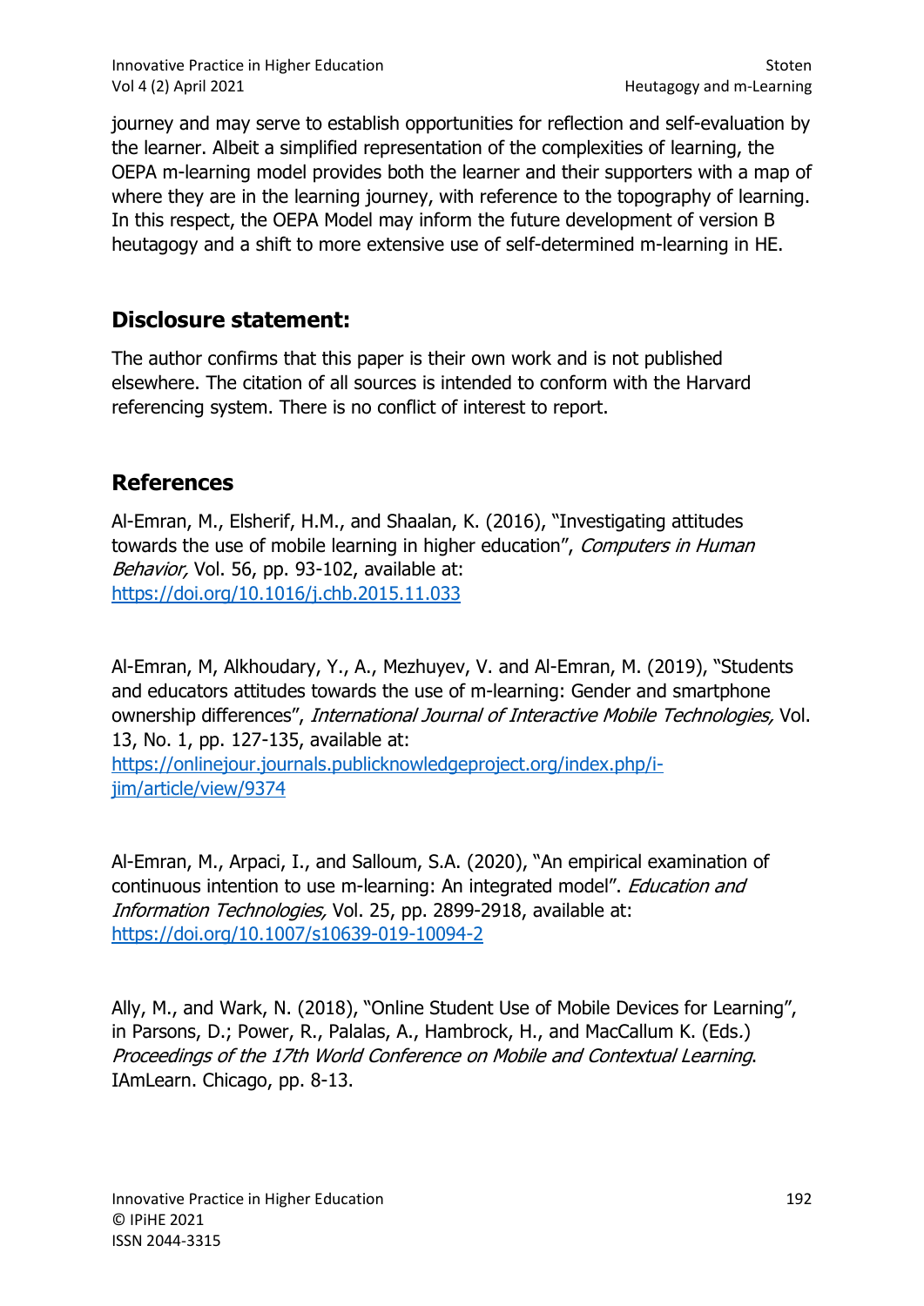journey and may serve to establish opportunities for reflection and self-evaluation by the learner. Albeit a simplified representation of the complexities of learning, the OEPA m-learning model provides both the learner and their supporters with a map of where they are in the learning journey, with reference to the topography of learning. In this respect, the OEPA Model may inform the future development of version B heutagogy and a shift to more extensive use of self-determined m-learning in HE.

## Disclosure statement:

The author confirms that this paper is their own work and is not published elsewhere. The citation of all sources is intended to conform with the Harvard referencing system. There is no conflict of interest to report.

## References

Al-Emran, M., Elsherif, H.M., and Shaalan, K. (2016), "Investigating attitudes towards the use of mobile learning in higher education", *Computers in Human Behavior,* Vol. 56, pp. 93-102, available at: https://doi.org/10.1016/j.chb.2015.11.033

Al-Emran, M, Alkhoudary, Y., A., Mezhuyev, V. and Al-Emran, M. (2019), "Students and educators attitudes towards the use of m-learning: Gender and smartphone ownership differences", *International Journal of Interactive Mobile Technologies,* Vol. 13, No. 1, pp. 127-135, available at: https://onlinejour.journals.publicknowledgeproject.org/index.php/i-jim/article/view/9374

Al-Emran, M., Arpaci, I., and Salloum, S.A. (2020), "An empirical examination of continuous intention to use m-learning: An integrated model". *Education and Information Technologies,* Vol. 25, pp. 2899-2918, available at: https://doi.org/10.1007/s10639-019-10094-2

Ally, M., and Wark, N. (2018), "Online Student Use of Mobile Devices for Learning", in Parsons, D.; Power, R., Palalas, A., Hambrock, H., and MacCallum K. (Eds.) *Proceedings of the 17th World Conference on Mobile and Contextual Learning*. IAmLearn. Chicago, pp. 8-13.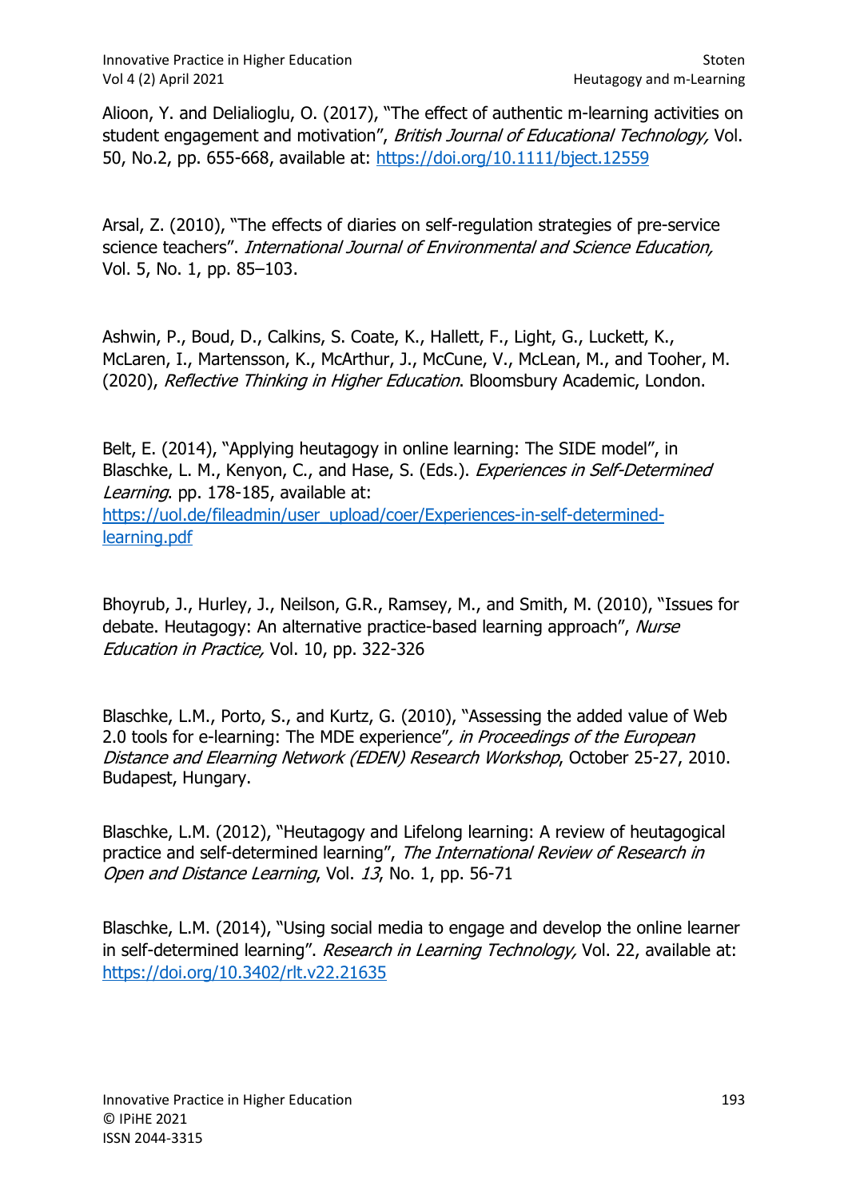Alioon, Y. and Delialioglu, O. (2017), "The effect of authentic m-learning activities on student engagement and motivation", *British Journal of Educational Technology,* Vol. 50, No.2, pp. 655-668, available at: https://doi.org/10.1111/bjet.12559

Arsal, Z. (2010), "The effects of diaries on self-regulation strategies of pre-service science teachers". *International Journal of Environmental and Science Education,* Vol. 5, No. 1, pp. 85–103.

Ashwin, P., Boud, D., Calkins, S. Coate, K., Hallett, F., Light, G., Luckett, K., McLaren, I., Martensson, K., McArthur, J., McCune, V., McLean, M., and Tooher, M. (2020), *Reflective Thinking in Higher Education*. Bloomsbury Academic, London.

Belt, E. (2014), "Applying heutagogy in online learning: The SIDE model", in Blaschke, L. M., Kenyon, C., and Hase, S. (Eds.). *Experiences in Self-Determined Learning*. pp. 178-185, available at: https://uol.de/fileadmin/user_upload/coer/Experiences-in-self-determined-learning.pdf

Bhoyrub, J., Hurley, J., Neilson, G.R., Ramsey, M., and Smith, M. (2010), "Issues for debate. Heutagogy: An alternative practice-based learning approach", *Nurse Education in Practice,* Vol. 10, pp. 322-326

Blaschke, L.M., Porto, S., and Kurtz, G. (2010), "Assessing the added value of Web 2.0 tools for e-learning: The MDE experience"*, in Proceedings of the European Distance and Elearning Network (EDEN) Research Workshop*, October 25-27, 2010. Budapest, Hungary.

Blaschke, L.M. (2012), "Heutagogy and Lifelong learning: A review of heutagogical practice and self-determined learning", *The International Review of Research in Open and Distance Learning*, Vol. *13*, No. 1, pp. 56-71

Blaschke, L.M. (2014), "Using social media to engage and develop the online learner in self-determined learning". *Research in Learning Technology,* Vol. 22, available at: https://doi.org/10.3402/rlt.v22.21635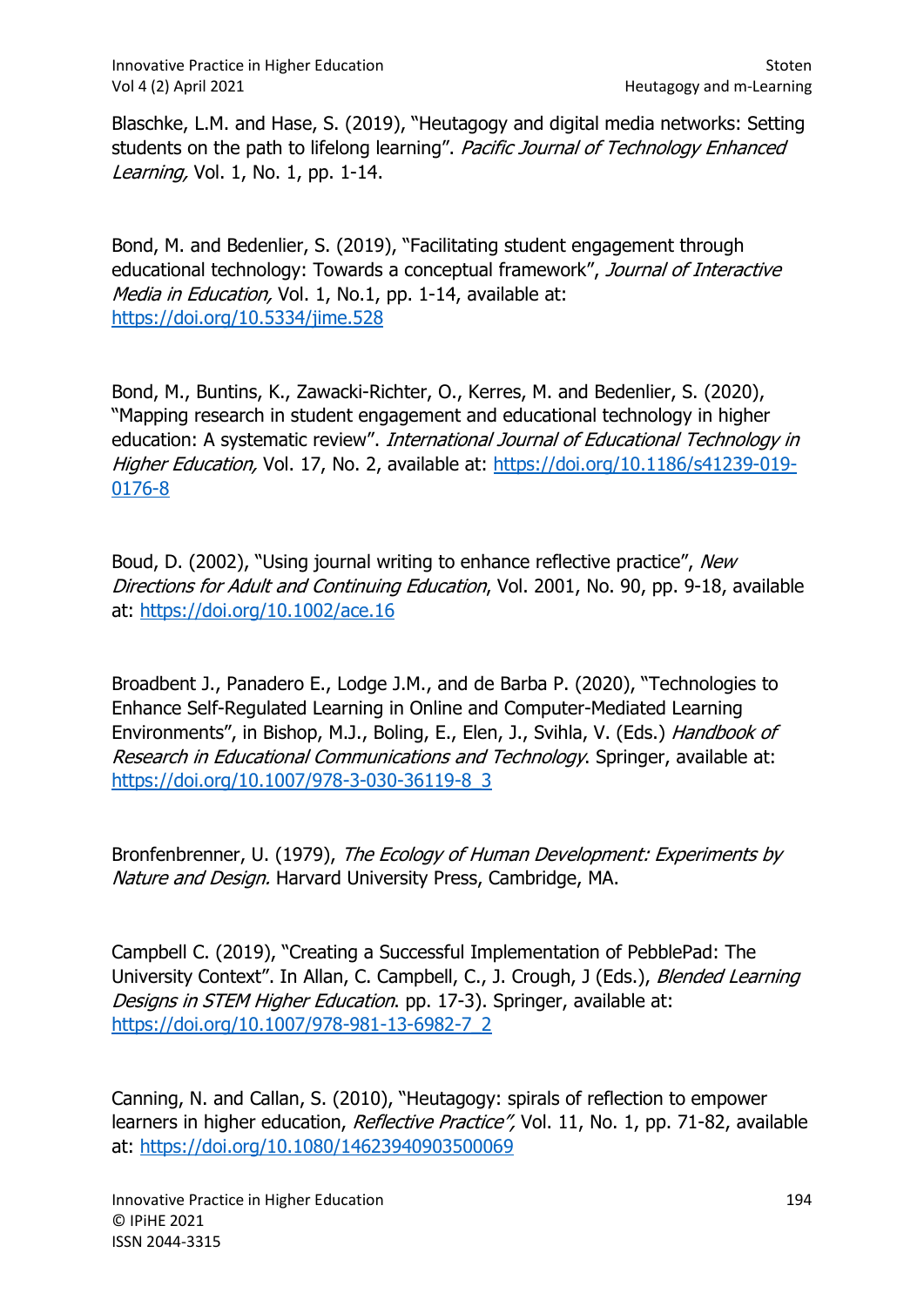Blaschke, L.M. and Hase, S. (2019), "Heutagogy and digital media networks: Setting students on the path to lifelong learning". *Pacific Journal of Technology Enhanced Learning,* Vol. 1, No. 1, pp. 1-14.

Bond, M. and Bedenlier, S. (2019), "Facilitating student engagement through educational technology: Towards a conceptual framework", *Journal of Interactive Media in Education,* Vol. 1, No.1, pp. 1-14, available at: https://doi.org/10.5334/jime.528

Bond, M., Buntins, K., Zawacki-Richter, O., Kerres, M. and Bedenlier, S. (2020), "Mapping research in student engagement and educational technology in higher education: A systematic review". *International Journal of Educational Technology in Higher Education,* Vol. 17, No. 2, available at: https://doi.org/10.1186/s41239-019-0176-8

Boud, D. (2002), "Using journal writing to enhance reflective practice", *New Directions for Adult and Continuing Education*, Vol. 2001, No. 90, pp. 9-18, available at: https://doi.org/10.1002/ace.16

Broadbent J., Panadero E., Lodge J.M., and de Barba P. (2020), "Technologies to Enhance Self-Regulated Learning in Online and Computer-Mediated Learning Environments", in Bishop, M.J., Boling, E., Elen, J., Svihla, V. (Eds.) *Handbook of Research in Educational Communications and Technology*. Springer, available at: https://doi.org/10.1007/978-3-030-36119-8_3

Bronfenbrenner, U. (1979), *The Ecology of Human Development: Experiments by Nature and Design.* Harvard University Press, Cambridge, MA.

Campbell C. (2019), "Creating a Successful Implementation of PebblePad: The University Context". In Allan, C. Campbell, C., J. Crough, J (Eds.), *Blended Learning Designs in STEM Higher Education*. pp. 17-3). Springer, available at: https://doi.org/10.1007/978-981-13-6982-7_2

Canning, N. and Callan, S. (2010), "Heutagogy: spirals of reflection to empower learners in higher education, *Reflective Practice",* Vol. 11, No. 1, pp. 71-82, available at: https://doi.org/10.1080/14623940903500069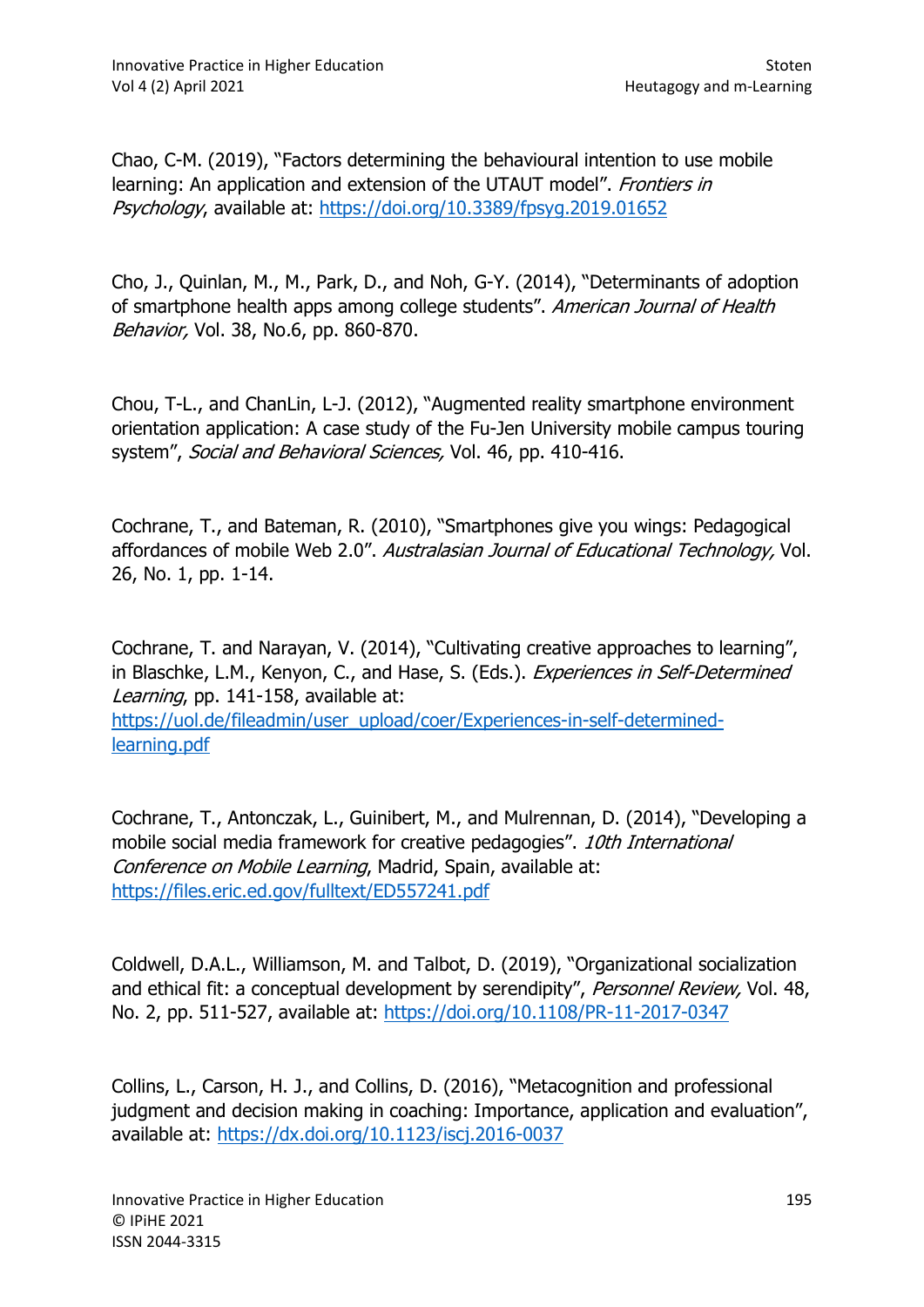Chao, C-M. (2019), "Factors determining the behavioural intention to use mobile learning: An application and extension of the UTAUT model". *Frontiers in Psychology*, available at: https://doi.org/10.3389/fpsyg.2019.01652

Cho, J., Quinlan, M., M., Park, D., and Noh, G-Y. (2014), "Determinants of adoption of smartphone health apps among college students". *American Journal of Health Behavior,* Vol. 38, No.6, pp. 860-870.

Chou, T-L., and ChanLin, L-J. (2012), "Augmented reality smartphone environment orientation application: A case study of the Fu-Jen University mobile campus touring system", *Social and Behavioral Sciences,* Vol. 46, pp. 410-416.

Cochrane, T., and Bateman, R. (2010), "Smartphones give you wings: Pedagogical affordances of mobile Web 2.0". *Australasian Journal of Educational Technology,* Vol. 26, No. 1, pp. 1-14.

Cochrane, T. and Narayan, V. (2014), "Cultivating creative approaches to learning", in Blaschke, L.M., Kenyon, C., and Hase, S. (Eds.). *Experiences in Self-Determined Learning*, pp. 141-158, available at: https://uol.de/fileadmin/user_upload/coer/Experiences-in-self-determined-learning.pdf

Cochrane, T., Antonczak, L., Guinibert, M., and Mulrennan, D. (2014), "Developing a mobile social media framework for creative pedagogies". *10th International Conference on Mobile Learning*, Madrid, Spain, available at: https://files.eric.ed.gov/fulltext/ED557241.pdf

Coldwell, D.A.L., Williamson, M. and Talbot, D. (2019), "Organizational socialization and ethical fit: a conceptual development by serendipity", *Personnel Review,* Vol. 48, No. 2, pp. 511-527, available at: https://doi.org/10.1108/PR-11-2017-0347

Collins, L., Carson, H. J., and Collins, D. (2016), "Metacognition and professional judgment and decision making in coaching: Importance, application and evaluation", available at: https://dx.doi.org/10.1123/iscj.2016-0037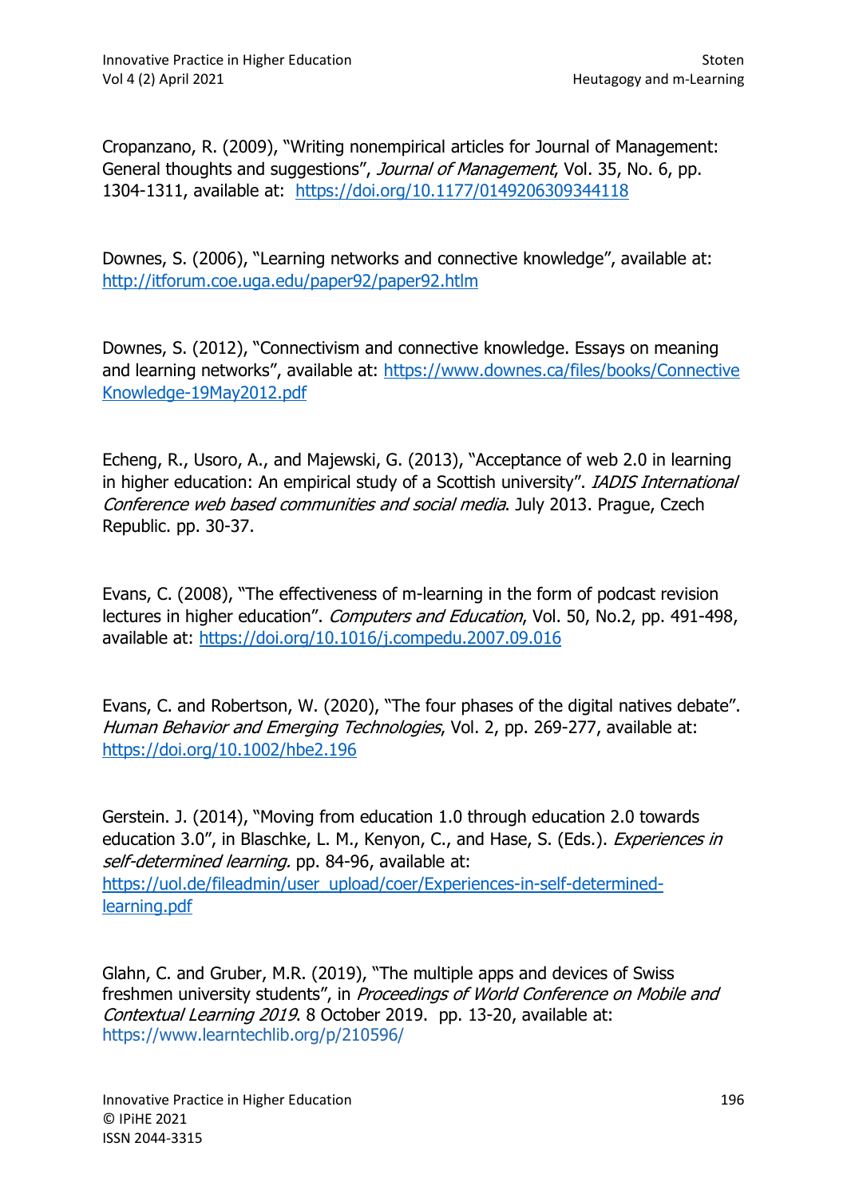Cropanzano, R. (2009), "Writing nonempirical articles for Journal of Management: General thoughts and suggestions", *Journal of Management*, Vol. 35, No. 6, pp. 1304-1311, available at: https://doi.org/10.1177/0149206309344118

Downes, S. (2006), "Learning networks and connective knowledge", available at: http://itforum.coe.uga.edu/paper92/paper92.htlm

Downes, S. (2012), "Connectivism and connective knowledge. Essays on meaning and learning networks", available at: https://www.downes.ca/files/books/Connective Knowledge-19May2012.pdf

Echeng, R., Usoro, A., and Majewski, G. (2013), "Acceptance of web 2.0 in learning in higher education: An empirical study of a Scottish university". *IADIS International Conference web based communities and social media*. July 2013. Prague, Czech Republic. pp. 30-37.

Evans, C. (2008), "The effectiveness of m-learning in the form of podcast revision lectures in higher education". *Computers and Education*, Vol. 50, No.2, pp. 491-498, available at: https://doi.org/10.1016/j.compedu.2007.09.016

Evans, C. and Robertson, W. (2020), "The four phases of the digital natives debate". *Human Behavior and Emerging Technologies*, Vol. 2, pp. 269-277, available at: https://doi.org/10.1002/hbe2.196

Gerstein. J. (2014), "Moving from education 1.0 through education 2.0 towards education 3.0", in Blaschke, L. M., Kenyon, C., and Hase, S. (Eds.). *Experiences in self-determined learning.* pp. 84-96, available at: https://uol.de/fileadmin/user_upload/coer/Experiences-in-self-determined-learning.pdf

Glahn, C. and Gruber, M.R. (2019), "The multiple apps and devices of Swiss freshmen university students", in *Proceedings of World Conference on Mobile and Contextual Learning 2019*. 8 October 2019. pp. 13-20, available at: https://www.learntechlib.org/p/210596/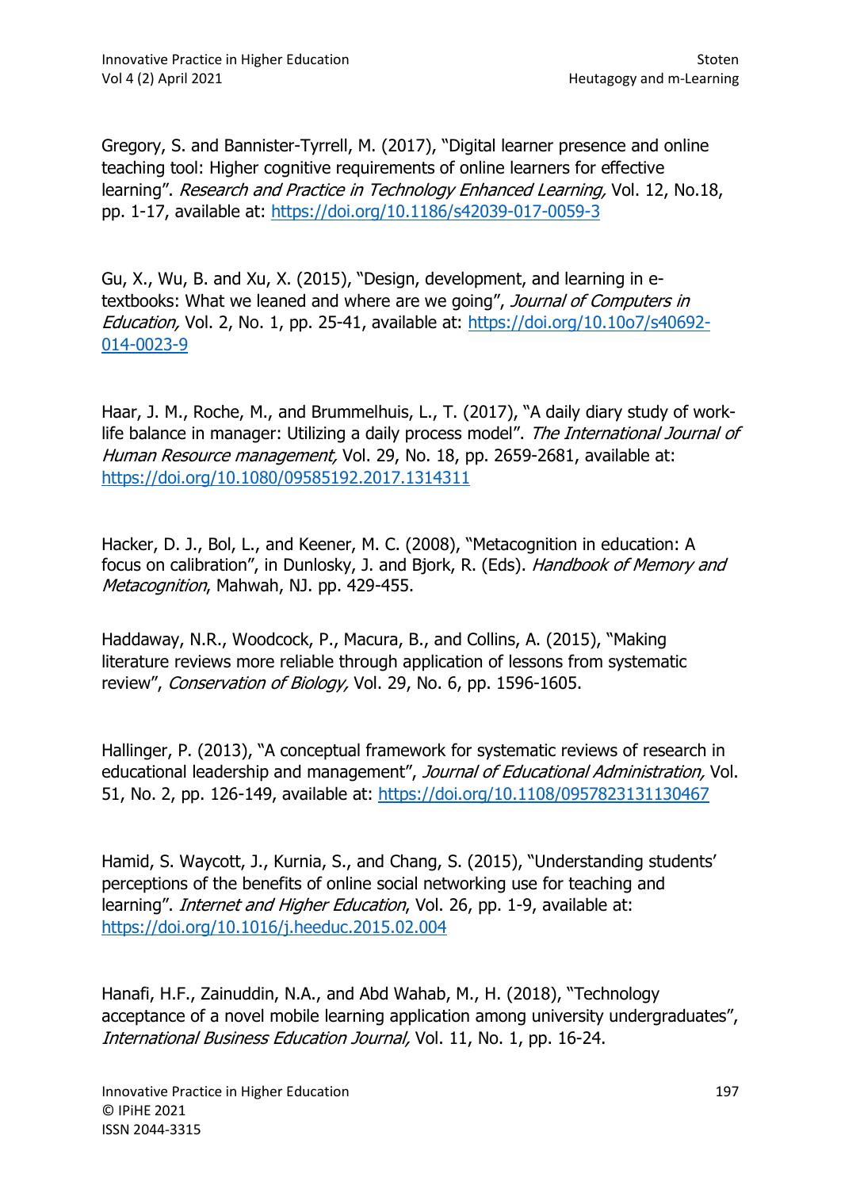Gregory, S. and Bannister-Tyrrell, M. (2017), "Digital learner presence and online teaching tool: Higher cognitive requirements of online learners for effective learning". *Research and Practice in Technology Enhanced Learning,* Vol. 12, No.18, pp. 1-17, available at: https://doi.org/10.1186/s42039-017-0059-3

Gu, X., Wu, B. and Xu, X. (2015), "Design, development, and learning in e-textbooks: What we leaned and where are we going", *Journal of Computers in Education,* Vol. 2, No. 1, pp. 25-41, available at: https://doi.org/10.10o7/s40692-014-0023-9

Haar, J. M., Roche, M., and Brummelhuis, L., T. (2017), "A daily diary study of work-life balance in manager: Utilizing a daily process model". *The International Journal of Human Resource management,* Vol. 29, No. 18, pp. 2659-2681, available at: https://doi.org/10.1080/09585192.2017.1314311

Hacker, D. J., Bol, L., and Keener, M. C. (2008), "Metacognition in education: A focus on calibration", in Dunlosky, J. and Bjork, R. (Eds). *Handbook of Memory and Metacognition*, Mahwah, NJ. pp. 429-455.

Haddaway, N.R., Woodcock, P., Macura, B., and Collins, A. (2015), "Making literature reviews more reliable through application of lessons from systematic review", *Conservation of Biology,* Vol. 29, No. 6, pp. 1596-1605.

Hallinger, P. (2013), "A conceptual framework for systematic reviews of research in educational leadership and management", *Journal of Educational Administration,* Vol. 51, No. 2, pp. 126-149, available at: https://doi.org/10.1108/0957823131130467

Hamid, S. Waycott, J., Kurnia, S., and Chang, S. (2015), "Understanding students' perceptions of the benefits of online social networking use for teaching and learning". *Internet and Higher Education*, Vol. 26, pp. 1-9, available at: https://doi.org/10.1016/j.heeduc.2015.02.004

Hanafi, H.F., Zainuddin, N.A., and Abd Wahab, M., H. (2018), "Technology acceptance of a novel mobile learning application among university undergraduates", *International Business Education Journal,* Vol. 11, No. 1, pp. 16-24.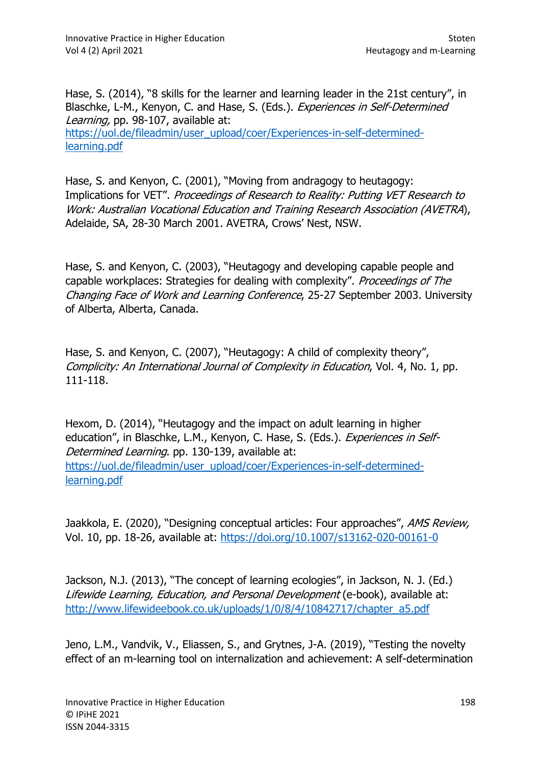Hase, S. (2014), "8 skills for the learner and learning leader in the 21st century", in Blaschke, L-M., Kenyon, C. and Hase, S. (Eds.). *Experiences in Self-Determined Learning,* pp. 98-107, available at: https://uol.de/fileadmin/user_upload/coer/Experiences-in-self-determined-learning.pdf

Hase, S. and Kenyon, C. (2001), "Moving from andragogy to heutagogy: Implications for VET". *Proceedings of Research to Reality: Putting VET Research to Work: Australian Vocational Education and Training Research Association (AVETRA*), Adelaide, SA, 28-30 March 2001. AVETRA, Crows' Nest, NSW.

Hase, S. and Kenyon, C. (2003), "Heutagogy and developing capable people and capable workplaces: Strategies for dealing with complexity". *Proceedings of The Changing Face of Work and Learning Conference*, 25-27 September 2003. University of Alberta, Alberta, Canada.

Hase, S. and Kenyon, C. (2007), "Heutagogy: A child of complexity theory", *Complicity: An International Journal of Complexity in Education*, Vol. 4, No. 1, pp. 111-118.

Hexom, D. (2014), "Heutagogy and the impact on adult learning in higher education", in Blaschke, L.M., Kenyon, C. Hase, S. (Eds.). *Experiences in Self-Determined Learning*. pp. 130-139, available at: https://uol.de/fileadmin/user_upload/coer/Experiences-in-self-determined-learning.pdf

Jaakkola, E. (2020), "Designing conceptual articles: Four approaches", *AMS Review,* Vol. 10, pp. 18-26, available at: https://doi.org/10.1007/s13162-020-00161-0

Jackson, N.J. (2013), "The concept of learning ecologies", in Jackson, N. J. (Ed.) *Lifewide Learning, Education, and Personal Development* (e-book), available at: http://www.lifewideebook.co.uk/uploads/1/0/8/4/10842717/chapter_a5.pdf

Jeno, L.M., Vandvik, V., Eliassen, S., and Grytnes, J-A. (2019), "Testing the novelty effect of an m-learning tool on internalization and achievement: A self-determination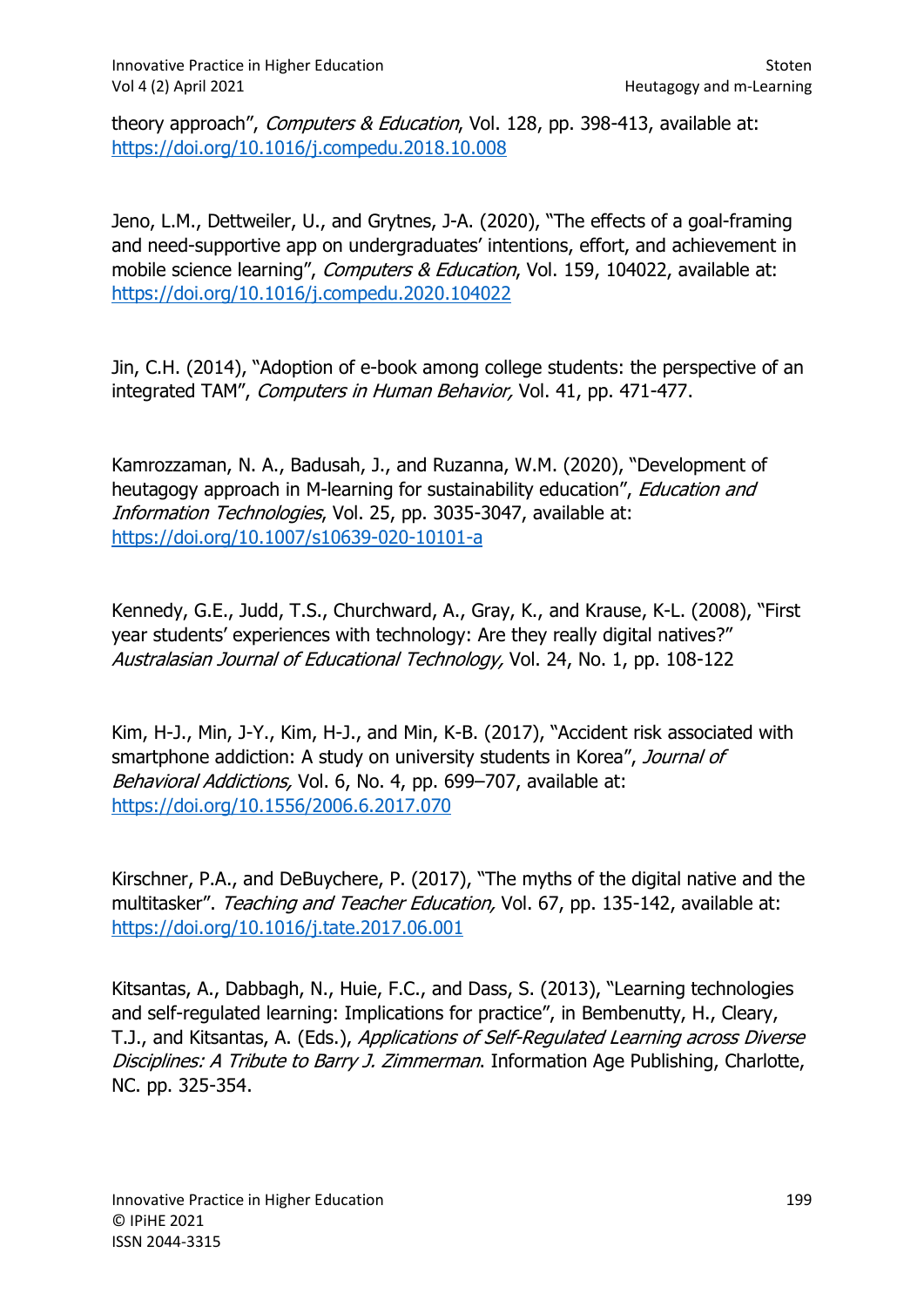theory approach", *Computers & Education*, Vol. 128, pp. 398-413, available at: https://doi.org/10.1016/j.compedu.2018.10.008

Jeno, L.M., Dettweiler, U., and Grytnes, J-A. (2020), "The effects of a goal-framing and need-supportive app on undergraduates' intentions, effort, and achievement in mobile science learning", *Computers & Education*, Vol. 159, 104022, available at: https://doi.org/10.1016/j.compedu.2020.104022

Jin, C.H. (2014), "Adoption of e-book among college students: the perspective of an integrated TAM", *Computers in Human Behavior,* Vol. 41, pp. 471-477.

Kamrozzaman, N. A., Badusah, J., and Ruzanna, W.M. (2020), "Development of heutagogy approach in M-learning for sustainability education", *Education and Information Technologies*, Vol. 25, pp. 3035-3047, available at: https://doi.org/10.1007/s10639-020-10101-a

Kennedy, G.E., Judd, T.S., Churchward, A., Gray, K., and Krause, K-L. (2008), "First year students' experiences with technology: Are they really digital natives?" *Australasian Journal of Educational Technology,* Vol. 24, No. 1, pp. 108-122

Kim, H-J., Min, J-Y., Kim, H-J., and Min, K-B. (2017), "Accident risk associated with smartphone addiction: A study on university students in Korea", *Journal of Behavioral Addictions,* Vol. 6, No. 4, pp. 699–707, available at: https://doi.org/10.1556/2006.6.2017.070

Kirschner, P.A., and DeBuychere, P. (2017), "The myths of the digital native and the multitasker". *Teaching and Teacher Education,* Vol. 67, pp. 135-142, available at: https://doi.org/10.1016/j.tate.2017.06.001

Kitsantas, A., Dabbagh, N., Huie, F.C., and Dass, S. (2013), "Learning technologies and self-regulated learning: Implications for practice", in Bembenutty, H., Cleary, T.J., and Kitsantas, A. (Eds.), *Applications of Self-Regulated Learning across Diverse Disciplines: A Tribute to Barry J. Zimmerman*. Information Age Publishing, Charlotte, NC. pp. 325-354.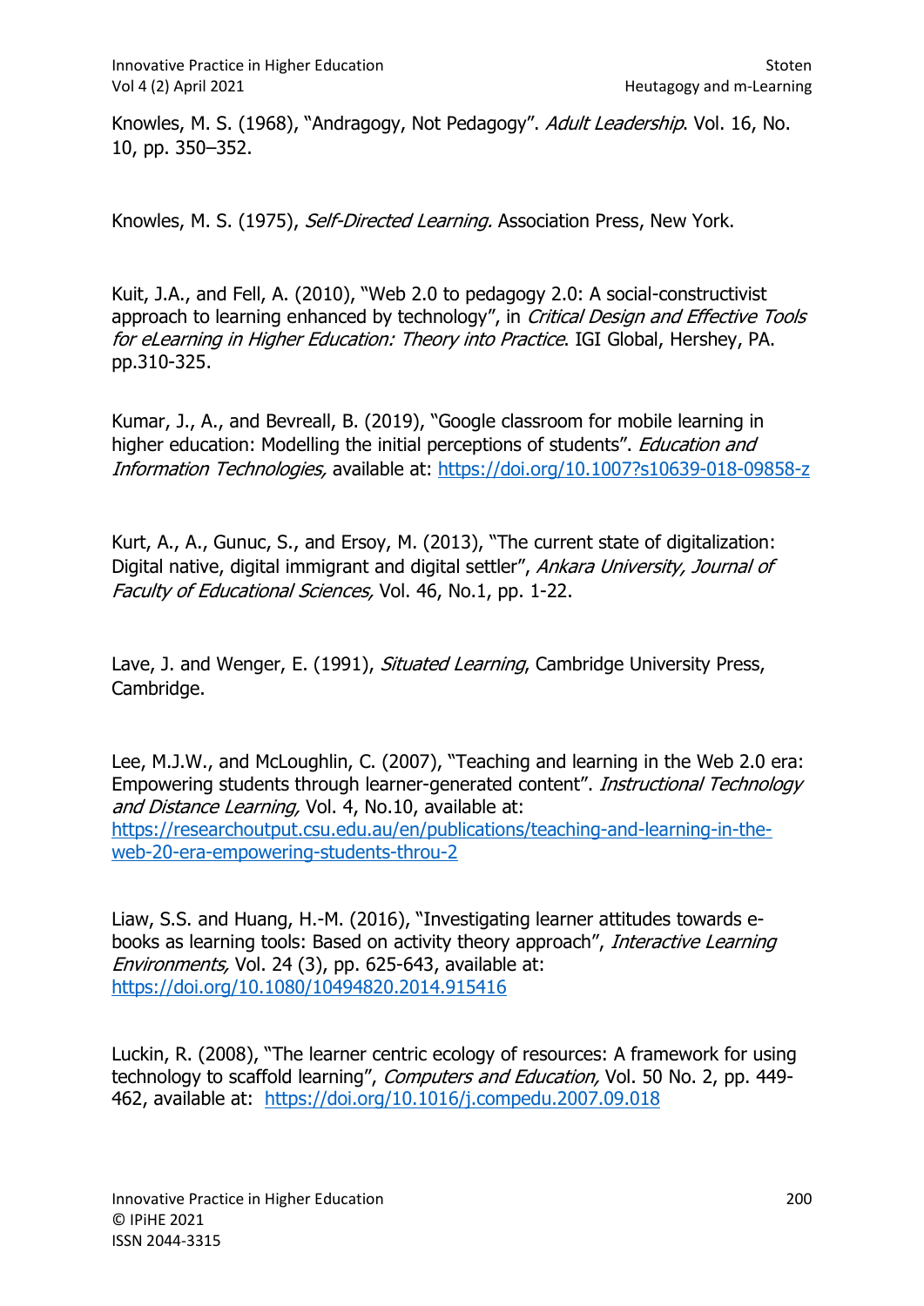Knowles, M. S. (1968), "Andragogy, Not Pedagogy". *Adult Leadership*. Vol. 16, No. 10, pp. 350–352.

Knowles, M. S. (1975), *Self-Directed Learning.* Association Press, New York.

Kuit, J.A., and Fell, A. (2010), "Web 2.0 to pedagogy 2.0: A social-constructivist approach to learning enhanced by technology", in *Critical Design and Effective Tools for eLearning in Higher Education: Theory into Practice*. IGI Global, Hershey, PA. pp.310-325.

Kumar, J., A., and Bevreall, B. (2019), "Google classroom for mobile learning in higher education: Modelling the initial perceptions of students". *Education and Information Technologies,* available at: https://doi.org/10.1007?s10639-018-09858-z

Kurt, A., A., Gunuc, S., and Ersoy, M. (2013), "The current state of digitalization: Digital native, digital immigrant and digital settler", *Ankara University, Journal of Faculty of Educational Sciences,* Vol. 46, No.1, pp. 1-22.

Lave, J. and Wenger, E. (1991), *Situated Learning*, Cambridge University Press, Cambridge.

Lee, M.J.W., and McLoughlin, C. (2007), "Teaching and learning in the Web 2.0 era: Empowering students through learner-generated content". *Instructional Technology and Distance Learning,* Vol. 4, No.10, available at: https://researchoutput.csu.edu.au/en/publications/teaching-and-learning-in-the-web-20-era-empowering-students-throu-2

Liaw, S.S. and Huang, H.-M. (2016), "Investigating learner attitudes towards e-books as learning tools: Based on activity theory approach", *Interactive Learning Environments,* Vol. 24 (3), pp. 625-643, available at: https://doi.org/10.1080/10494820.2014.915416

Luckin, R. (2008), "The learner centric ecology of resources: A framework for using technology to scaffold learning", *Computers and Education,* Vol. 50 No. 2, pp. 449-462, available at: https://doi.org/10.1016/j.compedu.2007.09.018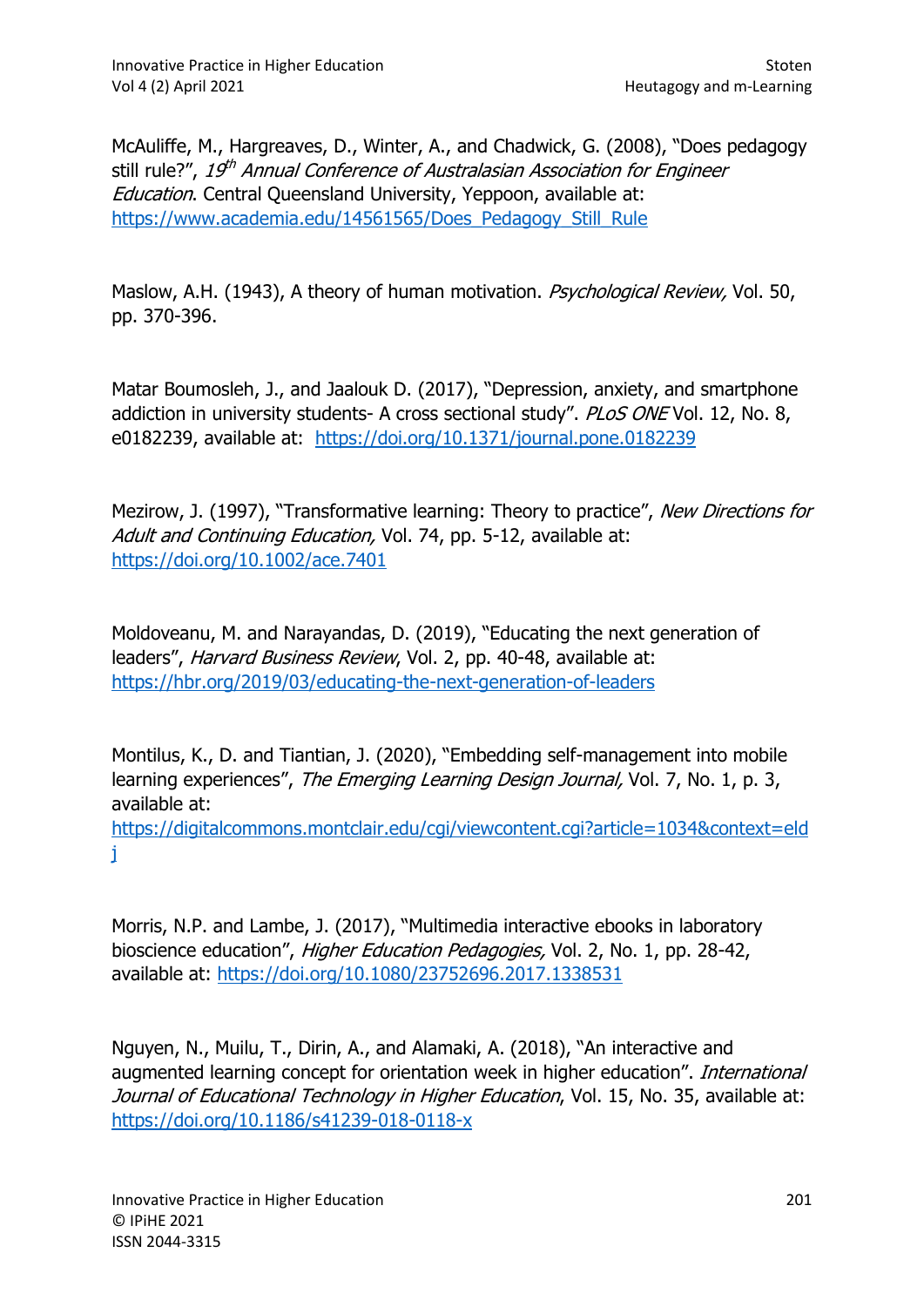McAuliffe, M., Hargreaves, D., Winter, A., and Chadwick, G. (2008), "Does pedagogy still rule?", *19th Annual Conference of Australasian Association for Engineer Education*. Central Queensland University, Yeppoon, available at: https://www.academia.edu/14561565/Does_Pedagogy_Still_Rule

Maslow, A.H. (1943), A theory of human motivation. *Psychological Review,* Vol. 50, pp. 370-396.

Matar Boumosleh, J., and Jaalouk D. (2017), "Depression, anxiety, and smartphone addiction in university students- A cross sectional study". *PLoS ONE* Vol. 12, No. 8, e0182239, available at: https://doi.org/10.1371/journal.pone.0182239

Mezirow, J. (1997), "Transformative learning: Theory to practice", *New Directions for Adult and Continuing Education,* Vol. 74, pp. 5-12, available at: https://doi.org/10.1002/ace.7401

Moldoveanu, M. and Narayandas, D. (2019), "Educating the next generation of leaders", *Harvard Business Review*, Vol. 2, pp. 40-48, available at: https://hbr.org/2019/03/educating-the-next-generation-of-leaders

Montilus, K., D. and Tiantian, J. (2020), "Embedding self-management into mobile learning experiences", *The Emerging Learning Design Journal,* Vol. 7, No. 1, p. 3, available at: https://digitalcommons.montclair.edu/cgi/viewcontent.cgi?article=1034&context=eldj

Morris, N.P. and Lambe, J. (2017), "Multimedia interactive ebooks in laboratory bioscience education", *Higher Education Pedagogies,* Vol. 2, No. 1, pp. 28-42, available at: https://doi.org/10.1080/23752696.2017.1338531

Nguyen, N., Muilu, T., Dirin, A., and Alamaki, A. (2018), "An interactive and augmented learning concept for orientation week in higher education". *International Journal of Educational Technology in Higher Education*, Vol. 15, No. 35, available at: https://doi.org/10.1186/s41239-018-0118-x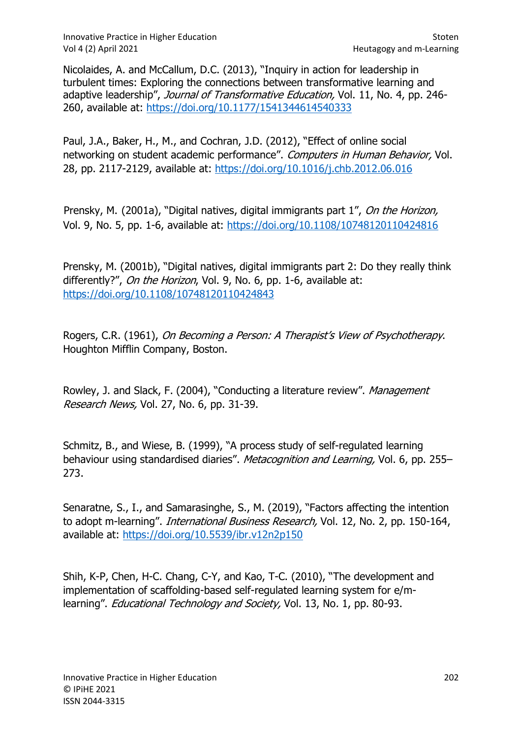Nicolaides, A. and McCallum, D.C. (2013), "Inquiry in action for leadership in turbulent times: Exploring the connections between transformative learning and adaptive leadership", *Journal of Transformative Education,* Vol. 11, No. 4, pp. 246-260, available at: https://doi.org/10.1177/1541344614540333

Paul, J.A., Baker, H., M., and Cochran, J.D. (2012), "Effect of online social networking on student academic performance". *Computers in Human Behavior,* Vol. 28, pp. 2117-2129, available at: https://doi.org/10.1016/j.chb.2012.06.016

Prensky, M. (2001a), "Digital natives, digital immigrants part 1", *On the Horizon,* Vol. 9, No. 5, pp. 1-6, available at: https://doi.org/10.1108/10748120110424816

Prensky, M. (2001b), "Digital natives, digital immigrants part 2: Do they really think differently?", *On the Horizon*, Vol. 9, No. 6, pp. 1-6, available at: https://doi.org/10.1108/10748120110424843

Rogers, C.R. (1961), *On Becoming a Person: A Therapist's View of Psychotherapy*. Houghton Mifflin Company, Boston.

Rowley, J. and Slack, F. (2004), "Conducting a literature review". *Management Research News,* Vol. 27, No. 6, pp. 31-39.

Schmitz, B., and Wiese, B. (1999), "A process study of self-regulated learning behaviour using standardised diaries". *Metacognition and Learning,* Vol. 6, pp. 255–273.

Senaratne, S., I., and Samarasinghe, S., M. (2019), "Factors affecting the intention to adopt m-learning". *International Business Research,* Vol. 12, No. 2, pp. 150-164, available at: https://doi.org/10.5539/ibr.v12n2p150

Shih, K-P, Chen, H-C. Chang, C-Y, and Kao, T-C. (2010), "The development and implementation of scaffolding-based self-regulated learning system for e/m-learning". *Educational Technology and Society,* Vol. 13, No. 1, pp. 80-93.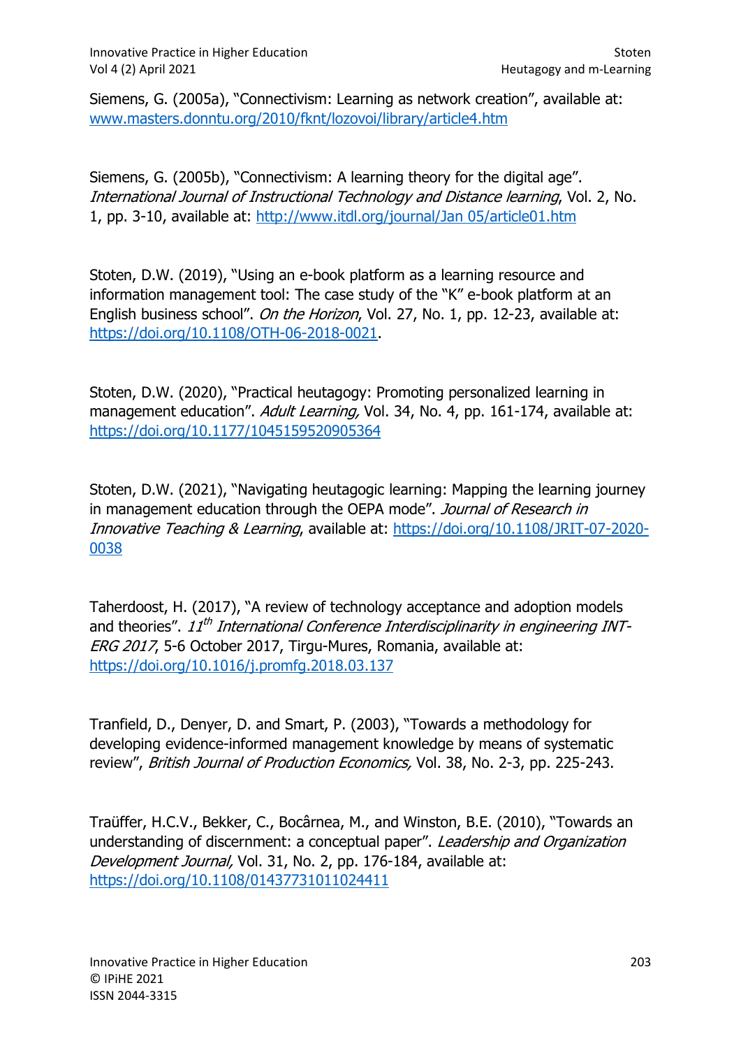Siemens, G. (2005a), "Connectivism: Learning as network creation", available at: www.masters.donntu.org/2010/fknt/lozovoi/library/article4.htm

Siemens, G. (2005b), "Connectivism: A learning theory for the digital age". *International Journal of Instructional Technology and Distance learning*, Vol. 2, No. 1, pp. 3-10, available at: http://www.itdl.org/journal/Jan 05/article01.htm

Stoten, D.W. (2019), "Using an e-book platform as a learning resource and information management tool: The case study of the "K" e-book platform at an English business school". *On the Horizon*, Vol. 27, No. 1, pp. 12-23, available at: https://doi.org/10.1108/OTH-06-2018-0021.

Stoten, D.W. (2020), "Practical heutagogy: Promoting personalized learning in management education". *Adult Learning,* Vol. 34, No. 4, pp. 161-174, available at: https://doi.org/10.1177/1045159520905364

Stoten, D.W. (2021), "Navigating heutagogic learning: Mapping the learning journey in management education through the OEPA mode". *Journal of Research in Innovative Teaching & Learning*, available at: https://doi.org/10.1108/JRIT-07-2020-0038

Taherdoost, H. (2017), "A review of technology acceptance and adoption models and theories". *11th International Conference Interdisciplinarity in engineering INT-ERG 2017*, 5-6 October 2017, Tirgu-Mures, Romania, available at: https://doi.org/10.1016/j.promfg.2018.03.137

Tranfield, D., Denyer, D. and Smart, P. (2003), "Towards a methodology for developing evidence-informed management knowledge by means of systematic review", *British Journal of Production Economics,* Vol. 38, No. 2-3, pp. 225-243.

Traüffer, H.C.V., Bekker, C., Bocârnea, M., and Winston, B.E. (2010), "Towards an understanding of discernment: a conceptual paper". *Leadership and Organization Development Journal,* Vol. 31, No. 2, pp. 176-184, available at: https://doi.org/10.1108/01437731011024411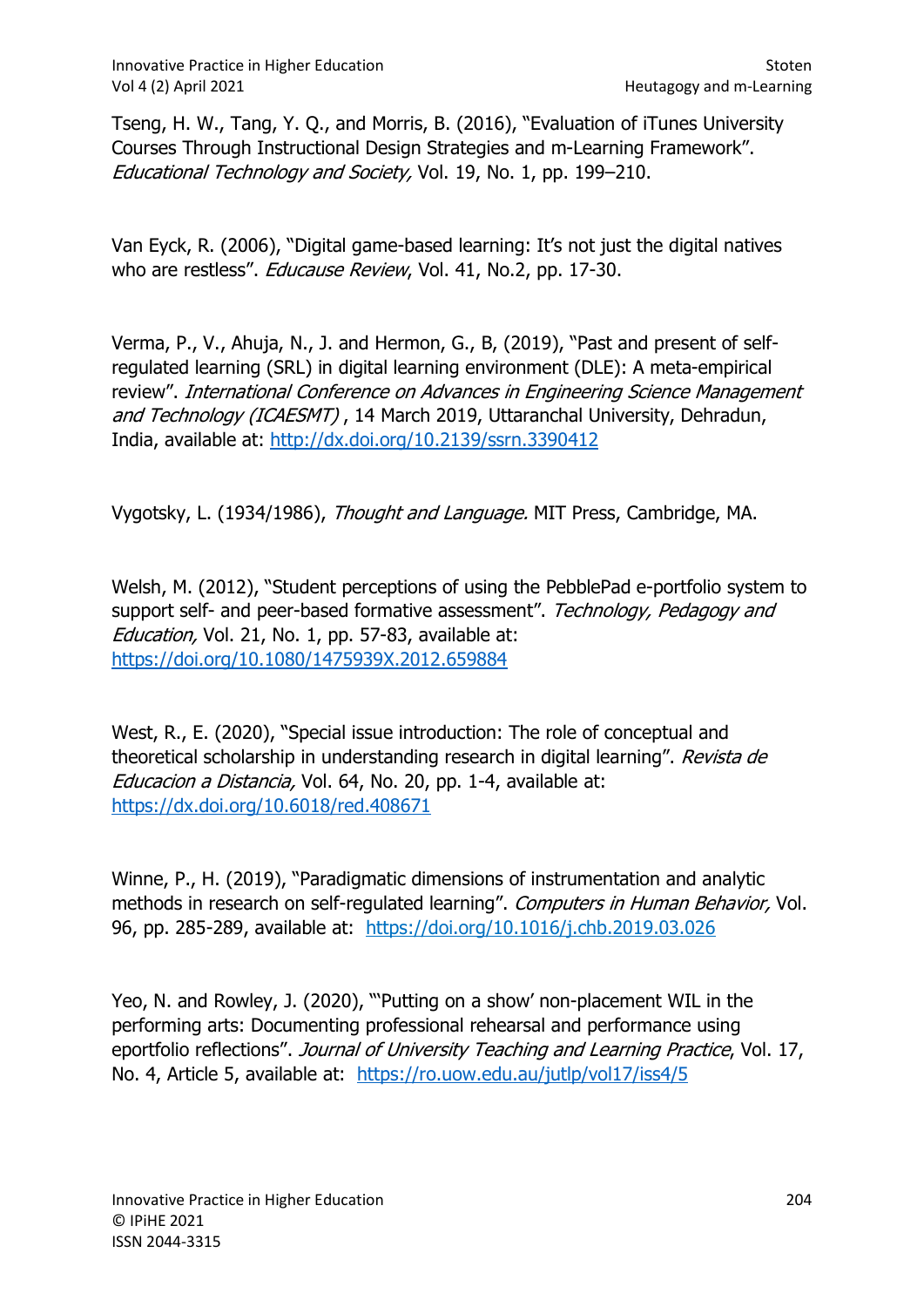Tseng, H. W., Tang, Y. Q., and Morris, B. (2016), "Evaluation of iTunes University Courses Through Instructional Design Strategies and m-Learning Framework". *Educational Technology and Society,* Vol. 19, No. 1, pp. 199–210.

Van Eyck, R. (2006), "Digital game-based learning: It's not just the digital natives who are restless". *Educause Review*, Vol. 41, No.2, pp. 17-30.

Verma, P., V., Ahuja, N., J. and Hermon, G., B, (2019), "Past and present of self-regulated learning (SRL) in digital learning environment (DLE): A meta-empirical review". *International Conference on Advances in Engineering Science Management and Technology (ICAESMT)* , 14 March 2019, Uttaranchal University, Dehradun, India, available at: http://dx.doi.org/10.2139/ssrn.3390412

Vygotsky, L. (1934/1986), *Thought and Language.* MIT Press, Cambridge, MA.

Welsh, M. (2012), "Student perceptions of using the PebblePad e-portfolio system to support self- and peer-based formative assessment". *Technology, Pedagogy and Education,* Vol. 21, No. 1, pp. 57-83, available at: https://doi.org/10.1080/1475939X.2012.659884

West, R., E. (2020), "Special issue introduction: The role of conceptual and theoretical scholarship in understanding research in digital learning". *Revista de Educacion a Distancia,* Vol. 64, No. 20, pp. 1-4, available at: https://dx.doi.org/10.6018/red.408671

Winne, P., H. (2019), "Paradigmatic dimensions of instrumentation and analytic methods in research on self-regulated learning". *Computers in Human Behavior,* Vol. 96, pp. 285-289, available at: https://doi.org/10.1016/j.chb.2019.03.026

Yeo, N. and Rowley, J. (2020), "'Putting on a show' non-placement WIL in the performing arts: Documenting professional rehearsal and performance using eportfolio reflections". *Journal of University Teaching and Learning Practice*, Vol. 17, No. 4, Article 5, available at: https://ro.uow.edu.au/jutlp/vol17/iss4/5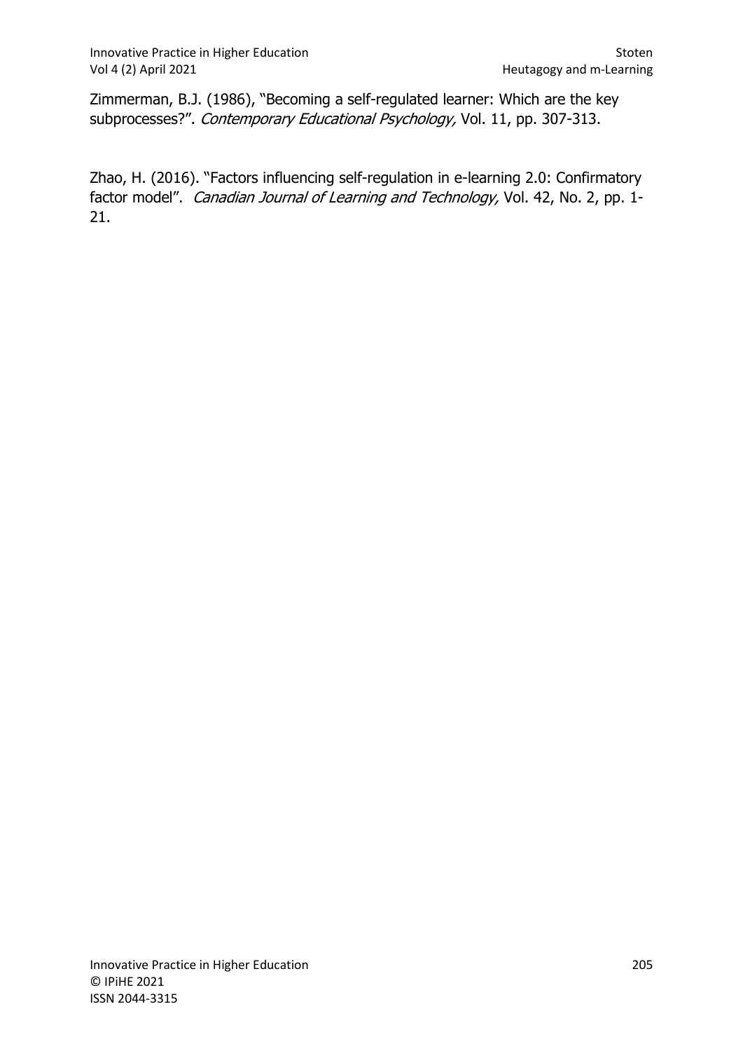Zimmerman, B.J. (1986), "Becoming a self-regulated learner: Which are the key subprocesses?". *Contemporary Educational Psychology,* Vol. 11, pp. 307-313.

Zhao, H. (2016). "Factors influencing self-regulation in e-learning 2.0: Confirmatory factor model". *Canadian Journal of Learning and Technology,* Vol. 42, No. 2, pp. 1-21.